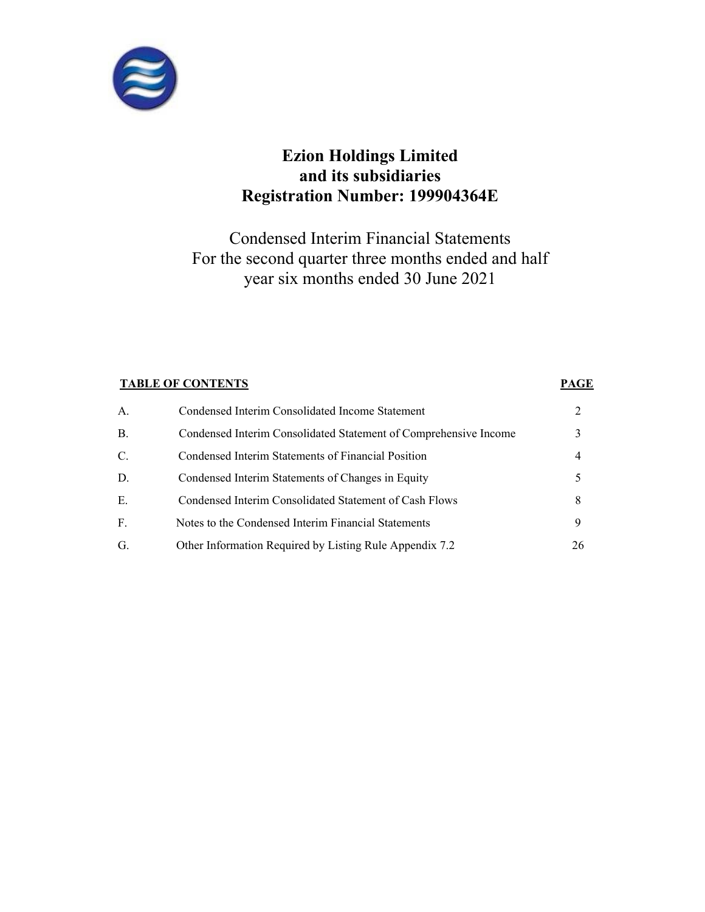# Ezion Holdings Limited
# and its subsidiaries
# Registration Number: 199904364E

Condensed Interim Financial Statements
For the second quarter three months ended and half year six months ended 30 June 2021

| **TABLE OF CONTENTS** | | **PAGE** |
|---|---|---|
| A. | Condensed Interim Consolidated Income Statement | 2 |
| B. | Condensed Interim Consolidated Statement of Comprehensive Income | 3 |
| C. | Condensed Interim Statements of Financial Position | 4 |
| D. | Condensed Interim Statements of Changes in Equity | 5 |
| E. | Condensed Interim Consolidated Statement of Cash Flows | 8 |
| F. | Notes to the Condensed Interim Financial Statements | 9 |
| G. | Other Information Required by Listing Rule Appendix 7.2 | 26 |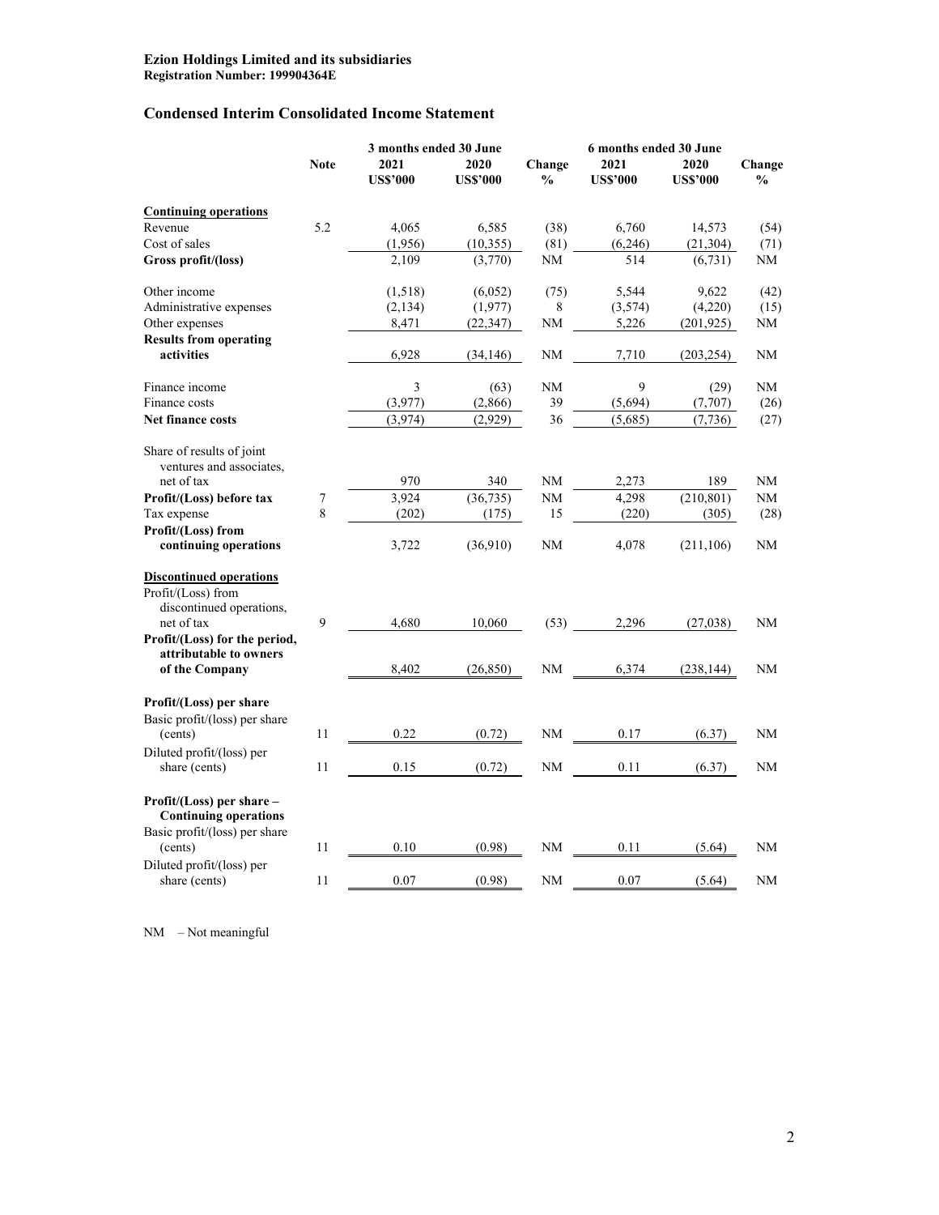**Ezion Holdings Limited and its subsidiaries**
**Registration Number: 199904364E**

## Condensed Interim Consolidated Income Statement

| | Note | 3 months ended 30 June | | | 6 months ended 30 June | | |
|---|---|---|---|---|---|---|---|
| | | 2021 US$'000 | 2020 US$'000 | Change % | 2021 US$'000 | 2020 US$'000 | Change % |
| **Continuing operations** | | | | | | | |
| Revenue | 5.2 | 4,065 | 6,585 | (38) | 6,760 | 14,573 | (54) |
| Cost of sales | | (1,956) | (10,355) | (81) | (6,246) | (21,304) | (71) |
| **Gross profit/(loss)** | | 2,109 | (3,770) | NM | 514 | (6,731) | NM |
| Other income | | (1,518) | (6,052) | (75) | 5,544 | 9,622 | (42) |
| Administrative expenses | | (2,134) | (1,977) | 8 | (3,574) | (4,220) | (15) |
| Other expenses | | 8,471 | (22,347) | NM | 5,226 | (201,925) | NM |
| **Results from operating activities** | | 6,928 | (34,146) | NM | 7,710 | (203,254) | NM |
| Finance income | | 3 | (63) | NM | 9 | (29) | NM |
| Finance costs | | (3,977) | (2,866) | 39 | (5,694) | (7,707) | (26) |
| **Net finance costs** | | (3,974) | (2,929) | 36 | (5,685) | (7,736) | (27) |
| Share of results of joint ventures and associates, net of tax | | 970 | 340 | NM | 2,273 | 189 | NM |
| **Profit/(Loss) before tax** | 7 | 3,924 | (36,735) | NM | 4,298 | (210,801) | NM |
| Tax expense | 8 | (202) | (175) | 15 | (220) | (305) | (28) |
| **Profit/(Loss) from continuing operations** | | 3,722 | (36,910) | NM | 4,078 | (211,106) | NM |
| **Discontinued operations** | | | | | | | |
| Profit/(Loss) from discontinued operations, net of tax | 9 | 4,680 | 10,060 | (53) | 2,296 | (27,038) | NM |
| **Profit/(Loss) for the period, attributable to owners of the Company** | | 8,402 | (26,850) | NM | 6,374 | (238,144) | NM |
| **Profit/(Loss) per share** | | | | | | | |
| Basic profit/(loss) per share (cents) | 11 | 0.22 | (0.72) | NM | 0.17 | (6.37) | NM |
| Diluted profit/(loss) per share (cents) | 11 | 0.15 | (0.72) | NM | 0.11 | (6.37) | NM |
| **Profit/(Loss) per share – Continuing operations** | | | | | | | |
| Basic profit/(loss) per share (cents) | 11 | 0.10 | (0.98) | NM | 0.11 | (5.64) | NM |
| Diluted profit/(loss) per share (cents) | 11 | 0.07 | (0.98) | NM | 0.07 | (5.64) | NM |

NM – Not meaningful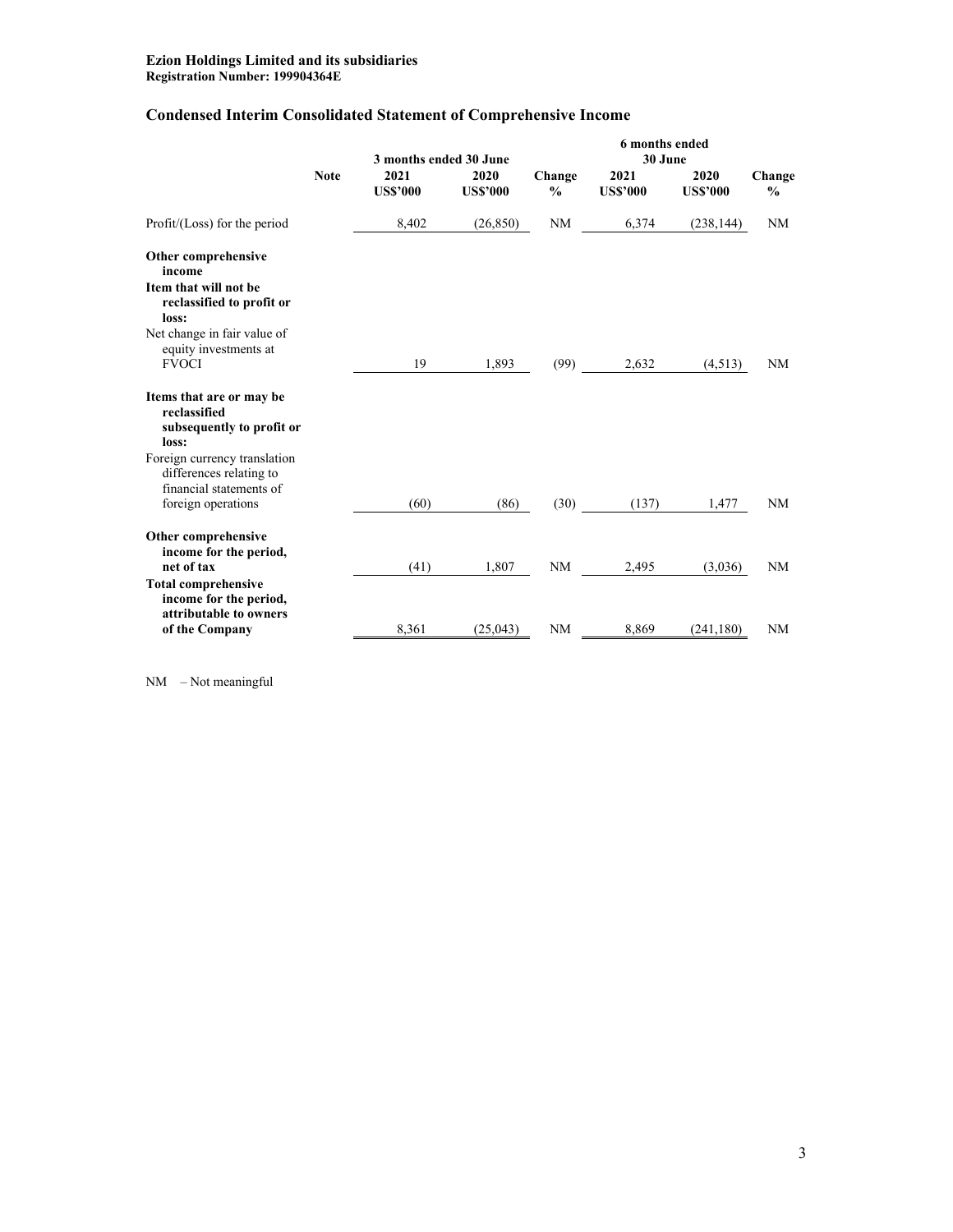**Ezion Holdings Limited and its subsidiaries**
**Registration Number: 199904364E**

## Condensed Interim Consolidated Statement of Comprehensive Income

| | Note | 3 months ended 30 June | | | 6 months ended 30 June | | |
|---|---|---|---|---|---|---|---|
| | | 2021 US$'000 | 2020 US$'000 | Change % | 2021 US$'000 | 2020 US$'000 | Change % |
| Profit/(Loss) for the period | | 8,402 | (26,850) | NM | 6,374 | (238,144) | NM |
| **Other comprehensive income** | | | | | | | |
| **Item that will not be reclassified to profit or loss:** | | | | | | | |
| Net change in fair value of equity investments at FVOCI | | 19 | 1,893 | (99) | 2,632 | (4,513) | NM |
| **Items that are or may be reclassified subsequently to profit or loss:** | | | | | | | |
| Foreign currency translation differences relating to financial statements of foreign operations | | (60) | (86) | (30) | (137) | 1,477 | NM |
| **Other comprehensive income for the period, net of tax** | | (41) | 1,807 | NM | 2,495 | (3,036) | NM |
| **Total comprehensive income for the period, attributable to owners of the Company** | | 8,361 | (25,043) | NM | 8,869 | (241,180) | NM |

NM – Not meaningful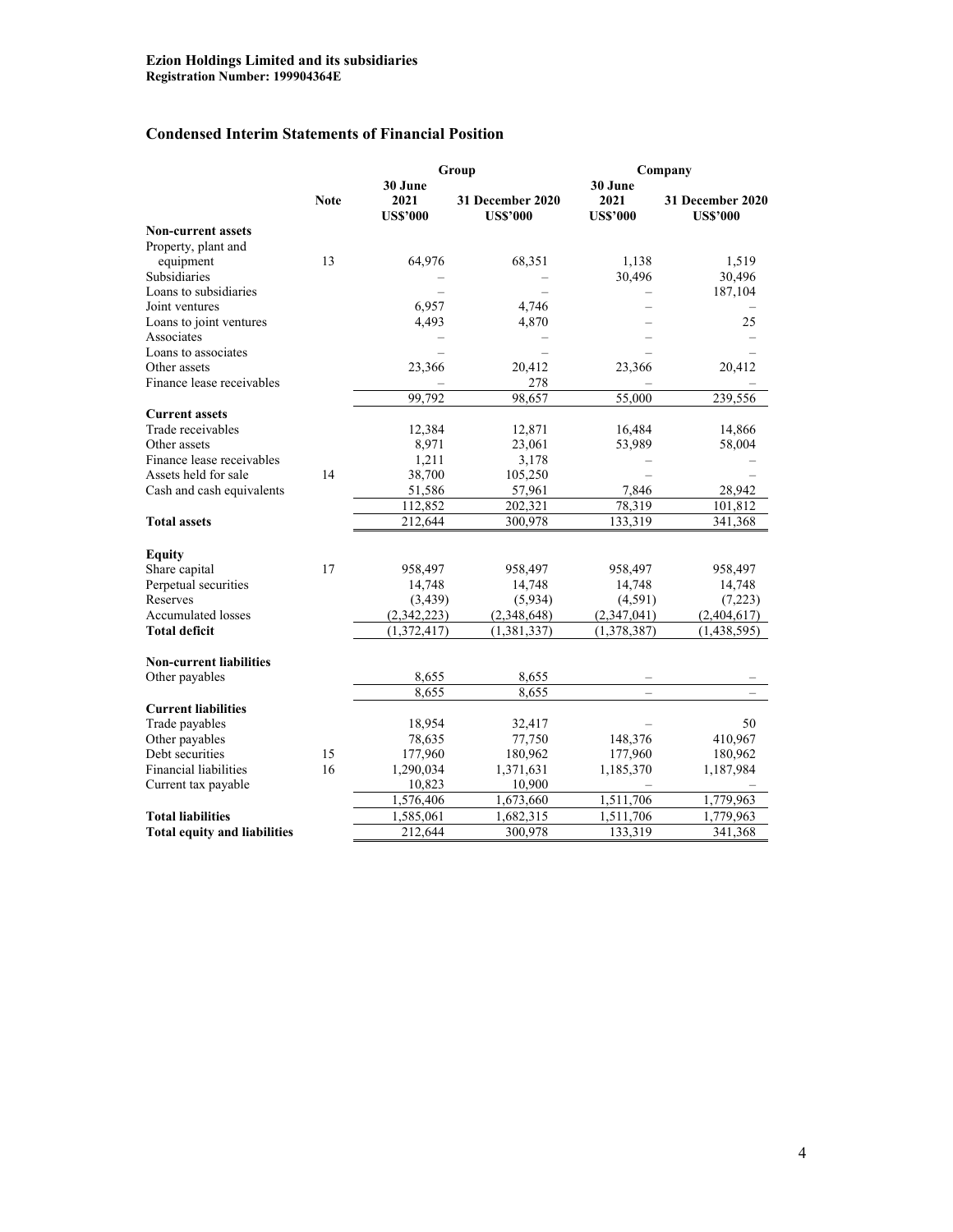**Ezion Holdings Limited and its subsidiaries**
**Registration Number: 199904364E**

## Condensed Interim Statements of Financial Position

| | Note | Group | | Company | |
|---|---|---|---|---|---|
| | | 30 June 2021 US$'000 | 31 December 2020 US$'000 | 30 June 2021 US$'000 | 31 December 2020 US$'000 |
| **Non-current assets** | | | | | |
| Property, plant and equipment | 13 | 64,976 | 68,351 | 1,138 | 1,519 |
| Subsidiaries | | – | – | 30,496 | 30,496 |
| Loans to subsidiaries | | – | – | – | 187,104 |
| Joint ventures | | 6,957 | 4,746 | – | – |
| Loans to joint ventures | | 4,493 | 4,870 | – | 25 |
| Associates | | – | – | – | – |
| Loans to associates | | – | – | – | – |
| Other assets | | 23,366 | 20,412 | 23,366 | 20,412 |
| Finance lease receivables | | – | 278 | – | – |
| | | 99,792 | 98,657 | 55,000 | 239,556 |
| **Current assets** | | | | | |
| Trade receivables | | 12,384 | 12,871 | 16,484 | 14,866 |
| Other assets | | 8,971 | 23,061 | 53,989 | 58,004 |
| Finance lease receivables | | 1,211 | 3,178 | – | – |
| Assets held for sale | 14 | 38,700 | 105,250 | – | – |
| Cash and cash equivalents | | 51,586 | 57,961 | 7,846 | 28,942 |
| | | 112,852 | 202,321 | 78,319 | 101,812 |
| **Total assets** | | 212,644 | 300,978 | 133,319 | 341,368 |
| | | | | | |
| **Equity** | | | | | |
| Share capital | 17 | 958,497 | 958,497 | 958,497 | 958,497 |
| Perpetual securities | | 14,748 | 14,748 | 14,748 | 14,748 |
| Reserves | | (3,439) | (5,934) | (4,591) | (7,223) |
| Accumulated losses | | (2,342,223) | (2,348,648) | (2,347,041) | (2,404,617) |
| **Total deficit** | | (1,372,417) | (1,381,337) | (1,378,387) | (1,438,595) |
| | | | | | |
| **Non-current liabilities** | | | | | |
| Other payables | | 8,655 | 8,655 | – | – |
| | | 8,655 | 8,655 | – | – |
| **Current liabilities** | | | | | |
| Trade payables | | 18,954 | 32,417 | – | 50 |
| Other payables | | 78,635 | 77,750 | 148,376 | 410,967 |
| Debt securities | 15 | 177,960 | 180,962 | 177,960 | 180,962 |
| Financial liabilities | 16 | 1,290,034 | 1,371,631 | 1,185,370 | 1,187,984 |
| Current tax payable | | 10,823 | 10,900 | – | – |
| | | 1,576,406 | 1,673,660 | 1,511,706 | 1,779,963 |
| **Total liabilities** | | 1,585,061 | 1,682,315 | 1,511,706 | 1,779,963 |
| **Total equity and liabilities** | | 212,644 | 300,978 | 133,319 | 341,368 |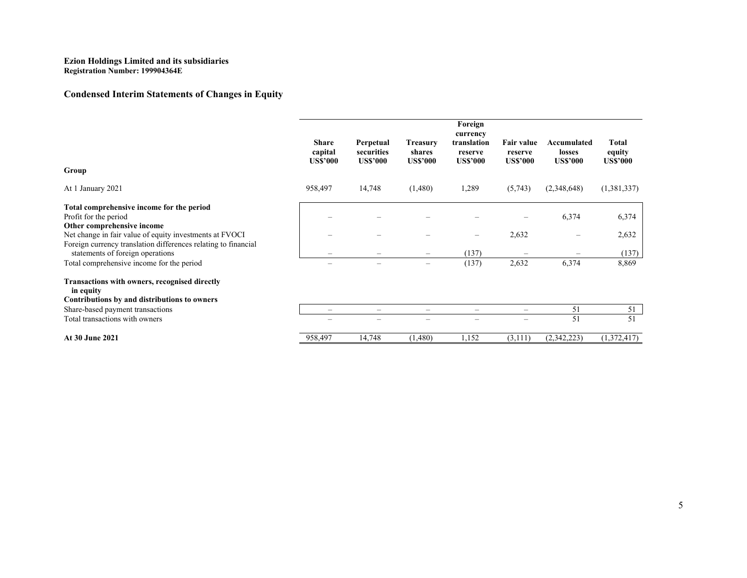**Ezion Holdings Limited and its subsidiaries**
**Registration Number: 199904364E**

## Condensed Interim Statements of Changes in Equity

| | Share capital US$'000 | Perpetual securities US$'000 | Treasury shares US$'000 | Foreign currency translation reserve US$'000 | Fair value reserve US$'000 | Accumulated losses US$'000 | Total equity US$'000 |
|---|---|---|---|---|---|---|---|
| **Group** | | | | | | | |
| At 1 January 2021 | 958,497 | 14,748 | (1,480) | 1,289 | (5,743) | (2,348,648) | (1,381,337) |
| **Total comprehensive income for the period** | | | | | | | |
| Profit for the period | – | – | – | – | – | 6,374 | 6,374 |
| **Other comprehensive income** | | | | | | | |
| Net change in fair value of equity investments at FVOCI | – | – | – | – | 2,632 | – | 2,632 |
| Foreign currency translation differences relating to financial statements of foreign operations | – | – | – | (137) | – | – | (137) |
| Total comprehensive income for the period | – | – | – | (137) | 2,632 | 6,374 | 8,869 |
| **Transactions with owners, recognised directly in equity** | | | | | | | |
| **Contributions by and distributions to owners** | | | | | | | |
| Share-based payment transactions | – | – | – | – | – | 51 | 51 |
| Total transactions with owners | – | – | – | – | – | 51 | 51 |
| **At 30 June 2021** | 958,497 | 14,748 | (1,480) | 1,152 | (3,111) | (2,342,223) | (1,372,417) |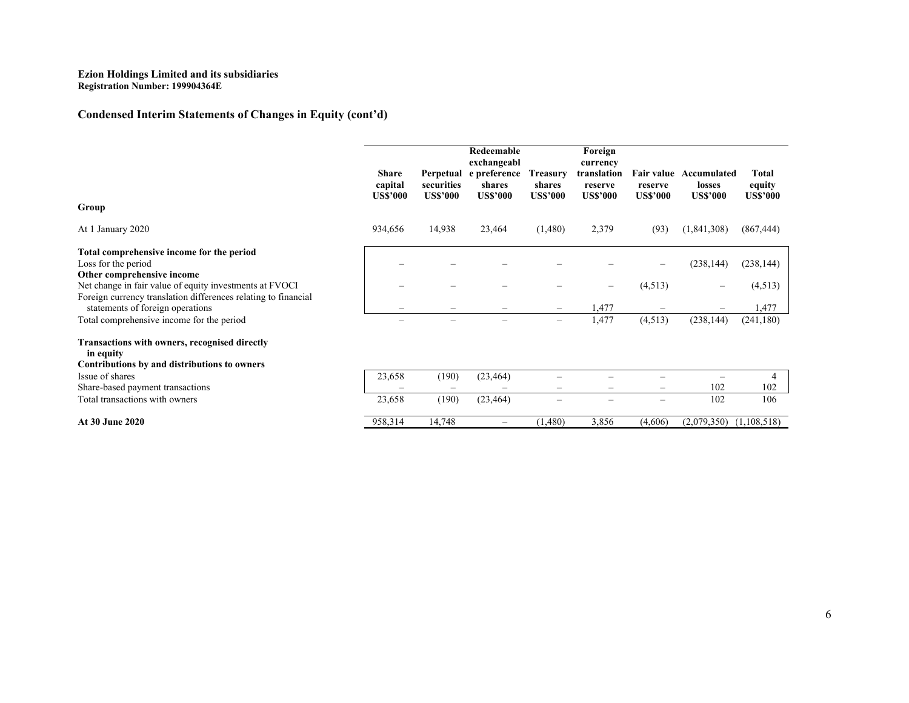**Ezion Holdings Limited and its subsidiaries**
**Registration Number: 199904364E**

## Condensed Interim Statements of Changes in Equity (cont'd)

| | Share capital US$'000 | Perpetual securities US$'000 | Redeemable exchangeable preference shares US$'000 | Treasury shares US$'000 | Foreign currency translation reserve US$'000 | Fair value reserve US$'000 | Accumulated losses US$'000 | Total equity US$'000 |
|---|---|---|---|---|---|---|---|---|
| **Group** | | | | | | | | |
| At 1 January 2020 | 934,656 | 14,938 | 23,464 | (1,480) | 2,379 | (93) | (1,841,308) | (867,444) |
| **Total comprehensive income for the period** | | | | | | | | |
| Loss for the period | – | – | – | – | – | – | (238,144) | (238,144) |
| **Other comprehensive income** | | | | | | | | |
| Net change in fair value of equity investments at FVOCI | – | – | – | – | – | (4,513) | – | (4,513) |
| Foreign currency translation differences relating to financial statements of foreign operations | – | – | – | – | 1,477 | – | – | 1,477 |
| Total comprehensive income for the period | – | – | – | – | 1,477 | (4,513) | (238,144) | (241,180) |
| **Transactions with owners, recognised directly in equity** | | | | | | | | |
| **Contributions by and distributions to owners** | | | | | | | | |
| Issue of shares | 23,658 | (190) | (23,464) | – | – | – | – | 4 |
| Share-based payment transactions | – | – | – | – | – | – | 102 | 102 |
| Total transactions with owners | 23,658 | (190) | (23,464) | – | – | – | 102 | 106 |
| **At 30 June 2020** | 958,314 | 14,748 | – | (1,480) | 3,856 | (4,606) | (2,079,350) | (1,108,518) |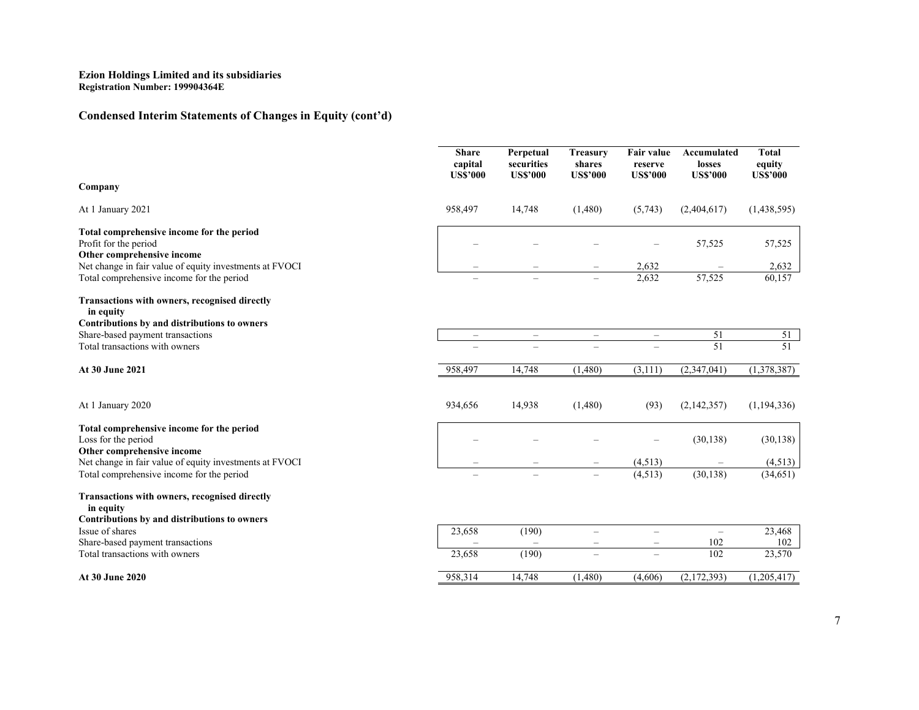**Ezion Holdings Limited and its subsidiaries**
**Registration Number: 199904364E**

## Condensed Interim Statements of Changes in Equity (cont'd)

| | Share capital US$'000 | Perpetual securities US$'000 | Treasury shares US$'000 | Fair value reserve US$'000 | Accumulated losses US$'000 | Total equity US$'000 |
|---|---|---|---|---|---|---|
| **Company** | | | | | | |
| At 1 January 2021 | 958,497 | 14,748 | (1,480) | (5,743) | (2,404,617) | (1,438,595) |
| **Total comprehensive income for the period** | | | | | | |
| Profit for the period | – | – | – | – | 57,525 | 57,525 |
| **Other comprehensive income** | | | | | | |
| Net change in fair value of equity investments at FVOCI | – | – | – | 2,632 | – | 2,632 |
| Total comprehensive income for the period | – | – | – | 2,632 | 57,525 | 60,157 |
| **Transactions with owners, recognised directly in equity** | | | | | | |
| **Contributions by and distributions to owners** | | | | | | |
| Share-based payment transactions | – | – | – | – | 51 | 51 |
| Total transactions with owners | – | – | – | – | 51 | 51 |
| **At 30 June 2021** | 958,497 | 14,748 | (1,480) | (3,111) | (2,347,041) | (1,378,387) |
| | | | | | | |
| At 1 January 2020 | 934,656 | 14,938 | (1,480) | (93) | (2,142,357) | (1,194,336) |
| **Total comprehensive income for the period** | | | | | | |
| Loss for the period | – | – | – | – | (30,138) | (30,138) |
| **Other comprehensive income** | | | | | | |
| Net change in fair value of equity investments at FVOCI | – | – | – | (4,513) | – | (4,513) |
| Total comprehensive income for the period | – | – | – | (4,513) | (30,138) | (34,651) |
| **Transactions with owners, recognised directly in equity** | | | | | | |
| **Contributions by and distributions to owners** | | | | | | |
| Issue of shares | 23,658 | (190) | – | – | – | 23,468 |
| Share-based payment transactions | – | – | – | – | 102 | 102 |
| Total transactions with owners | 23,658 | (190) | – | – | 102 | 23,570 |
| **At 30 June 2020** | 958,314 | 14,748 | (1,480) | (4,606) | (2,172,393) | (1,205,417) |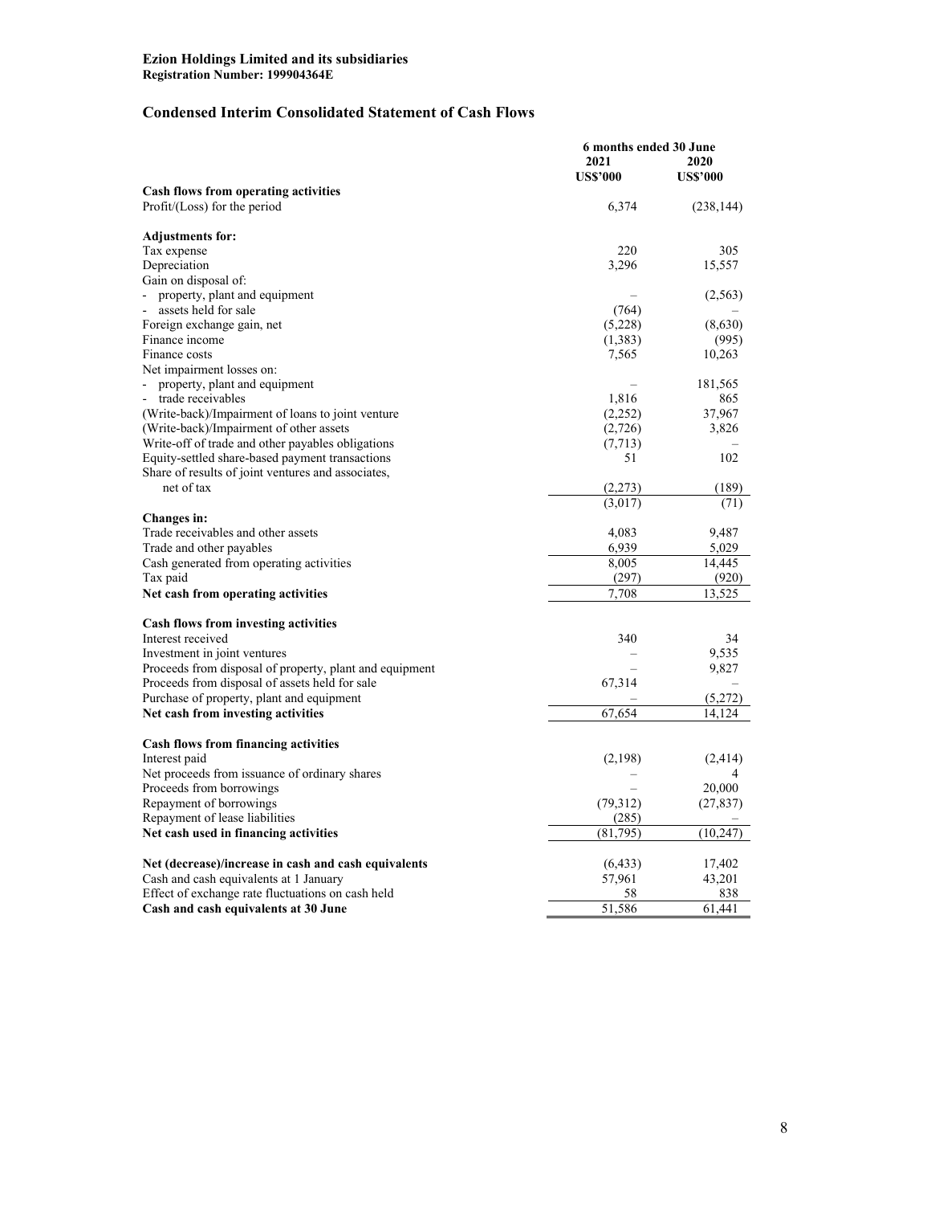**Ezion Holdings Limited and its subsidiaries**
**Registration Number: 199904364E**

## Condensed Interim Consolidated Statement of Cash Flows

| | 6 months ended 30 June | |
|---|---|---|
| | 2021 | 2020 |
| | US$'000 | US$'000 |
| **Cash flows from operating activities** | | |
| Profit/(Loss) for the period | 6,374 | (238,144) |
| | | |
| **Adjustments for:** | | |
| Tax expense | 220 | 305 |
| Depreciation | 3,296 | 15,557 |
| Gain on disposal of: | | |
| - property, plant and equipment | – | (2,563) |
| - assets held for sale | (764) | – |
| Foreign exchange gain, net | (5,228) | (8,630) |
| Finance income | (1,383) | (995) |
| Finance costs | 7,565 | 10,263 |
| Net impairment losses on: | | |
| - property, plant and equipment | – | 181,565 |
| - trade receivables | 1,816 | 865 |
| (Write-back)/Impairment of loans to joint venture | (2,252) | 37,967 |
| (Write-back)/Impairment of other assets | (2,726) | 3,826 |
| Write-off of trade and other payables obligations | (7,713) | – |
| Equity-settled share-based payment transactions | 51 | 102 |
| Share of results of joint ventures and associates, net of tax | (2,273) | (189) |
| | (3,017) | (71) |
| **Changes in:** | | |
| Trade receivables and other assets | 4,083 | 9,487 |
| Trade and other payables | 6,939 | 5,029 |
| Cash generated from operating activities | 8,005 | 14,445 |
| Tax paid | (297) | (920) |
| **Net cash from operating activities** | 7,708 | 13,525 |
| | | |
| **Cash flows from investing activities** | | |
| Interest received | 340 | 34 |
| Investment in joint ventures | – | 9,535 |
| Proceeds from disposal of property, plant and equipment | – | 9,827 |
| Proceeds from disposal of assets held for sale | 67,314 | – |
| Purchase of property, plant and equipment | – | (5,272) |
| **Net cash from investing activities** | 67,654 | 14,124 |
| | | |
| **Cash flows from financing activities** | | |
| Interest paid | (2,198) | (2,414) |
| Net proceeds from issuance of ordinary shares | – | 4 |
| Proceeds from borrowings | – | 20,000 |
| Repayment of borrowings | (79,312) | (27,837) |
| Repayment of lease liabilities | (285) | – |
| **Net cash used in financing activities** | (81,795) | (10,247) |
| | | |
| **Net (decrease)/increase in cash and cash equivalents** | (6,433) | 17,402 |
| Cash and cash equivalents at 1 January | 57,961 | 43,201 |
| Effect of exchange rate fluctuations on cash held | 58 | 838 |
| **Cash and cash equivalents at 30 June** | 51,586 | 61,441 |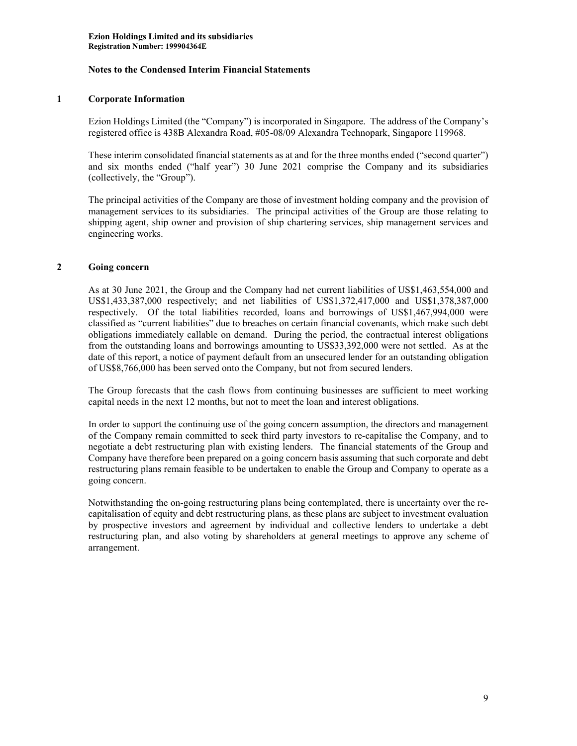**Ezion Holdings Limited and its subsidiaries**
**Registration Number: 199904364E**

## Notes to the Condensed Interim Financial Statements

### 1 Corporate Information

Ezion Holdings Limited (the "Company") is incorporated in Singapore. The address of the Company's registered office is 438B Alexandra Road, #05-08/09 Alexandra Technopark, Singapore 119968.

These interim consolidated financial statements as at and for the three months ended ("second quarter") and six months ended ("half year") 30 June 2021 comprise the Company and its subsidiaries (collectively, the "Group").

The principal activities of the Company are those of investment holding company and the provision of management services to its subsidiaries. The principal activities of the Group are those relating to shipping agent, ship owner and provision of ship chartering services, ship management services and engineering works.

### 2 Going concern

As at 30 June 2021, the Group and the Company had net current liabilities of US$1,463,554,000 and US$1,433,387,000 respectively; and net liabilities of US$1,372,417,000 and US$1,378,387,000 respectively. Of the total liabilities recorded, loans and borrowings of US$1,467,994,000 were classified as "current liabilities" due to breaches on certain financial covenants, which make such debt obligations immediately callable on demand. During the period, the contractual interest obligations from the outstanding loans and borrowings amounting to US$33,392,000 were not settled. As at the date of this report, a notice of payment default from an unsecured lender for an outstanding obligation of US$8,766,000 has been served onto the Company, but not from secured lenders.

The Group forecasts that the cash flows from continuing businesses are sufficient to meet working capital needs in the next 12 months, but not to meet the loan and interest obligations.

In order to support the continuing use of the going concern assumption, the directors and management of the Company remain committed to seek third party investors to re-capitalise the Company, and to negotiate a debt restructuring plan with existing lenders. The financial statements of the Group and Company have therefore been prepared on a going concern basis assuming that such corporate and debt restructuring plans remain feasible to be undertaken to enable the Group and Company to operate as a going concern.

Notwithstanding the on-going restructuring plans being contemplated, there is uncertainty over the re-capitalisation of equity and debt restructuring plans, as these plans are subject to investment evaluation by prospective investors and agreement by individual and collective lenders to undertake a debt restructuring plan, and also voting by shareholders at general meetings to approve any scheme of arrangement.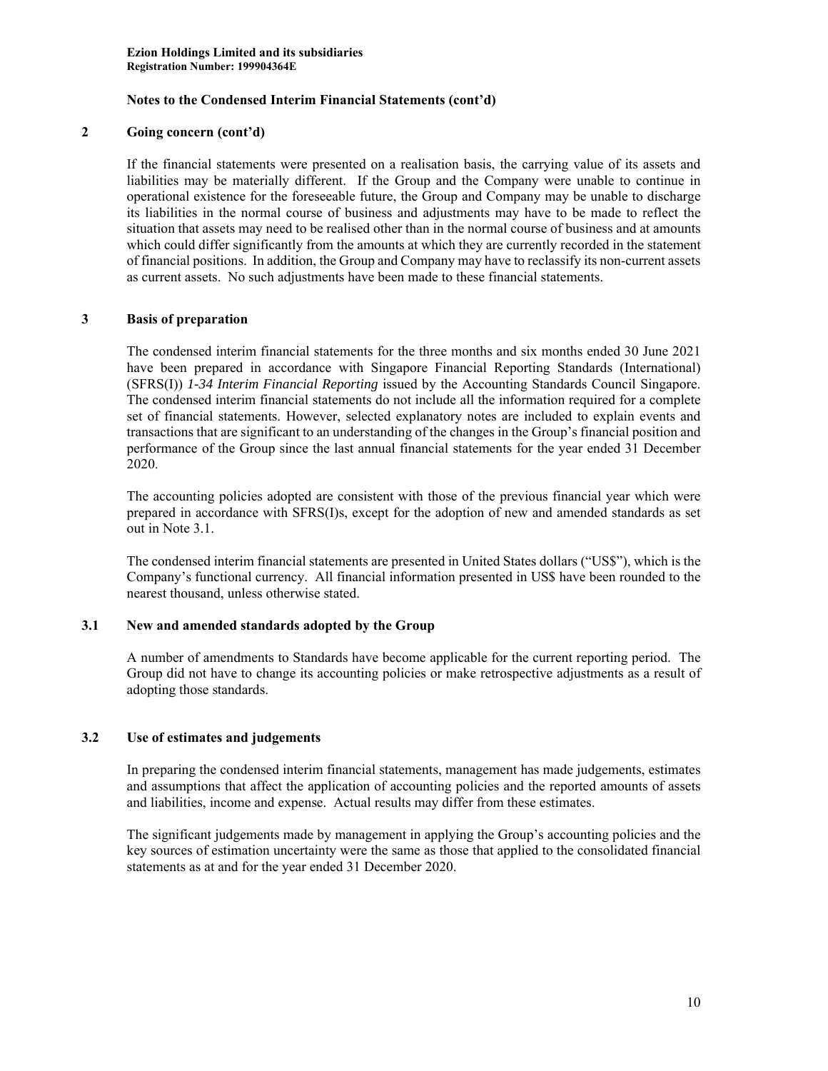**Notes to the Condensed Interim Financial Statements (cont'd)**

## 2 Going concern (cont'd)

If the financial statements were presented on a realisation basis, the carrying value of its assets and liabilities may be materially different. If the Group and the Company were unable to continue in operational existence for the foreseeable future, the Group and Company may be unable to discharge its liabilities in the normal course of business and adjustments may have to be made to reflect the situation that assets may need to be realised other than in the normal course of business and at amounts which could differ significantly from the amounts at which they are currently recorded in the statement of financial positions. In addition, the Group and Company may have to reclassify its non-current assets as current assets. No such adjustments have been made to these financial statements.

## 3 Basis of preparation

The condensed interim financial statements for the three months and six months ended 30 June 2021 have been prepared in accordance with Singapore Financial Reporting Standards (International) (SFRS(I)) *1-34 Interim Financial Reporting* issued by the Accounting Standards Council Singapore. The condensed interim financial statements do not include all the information required for a complete set of financial statements. However, selected explanatory notes are included to explain events and transactions that are significant to an understanding of the changes in the Group's financial position and performance of the Group since the last annual financial statements for the year ended 31 December 2020.

The accounting policies adopted are consistent with those of the previous financial year which were prepared in accordance with SFRS(I)s, except for the adoption of new and amended standards as set out in Note 3.1.

The condensed interim financial statements are presented in United States dollars ("US$"), which is the Company's functional currency. All financial information presented in US$ have been rounded to the nearest thousand, unless otherwise stated.

### 3.1 New and amended standards adopted by the Group

A number of amendments to Standards have become applicable for the current reporting period. The Group did not have to change its accounting policies or make retrospective adjustments as a result of adopting those standards.

### 3.2 Use of estimates and judgements

In preparing the condensed interim financial statements, management has made judgements, estimates and assumptions that affect the application of accounting policies and the reported amounts of assets and liabilities, income and expense. Actual results may differ from these estimates.

The significant judgements made by management in applying the Group's accounting policies and the key sources of estimation uncertainty were the same as those that applied to the consolidated financial statements as at and for the year ended 31 December 2020.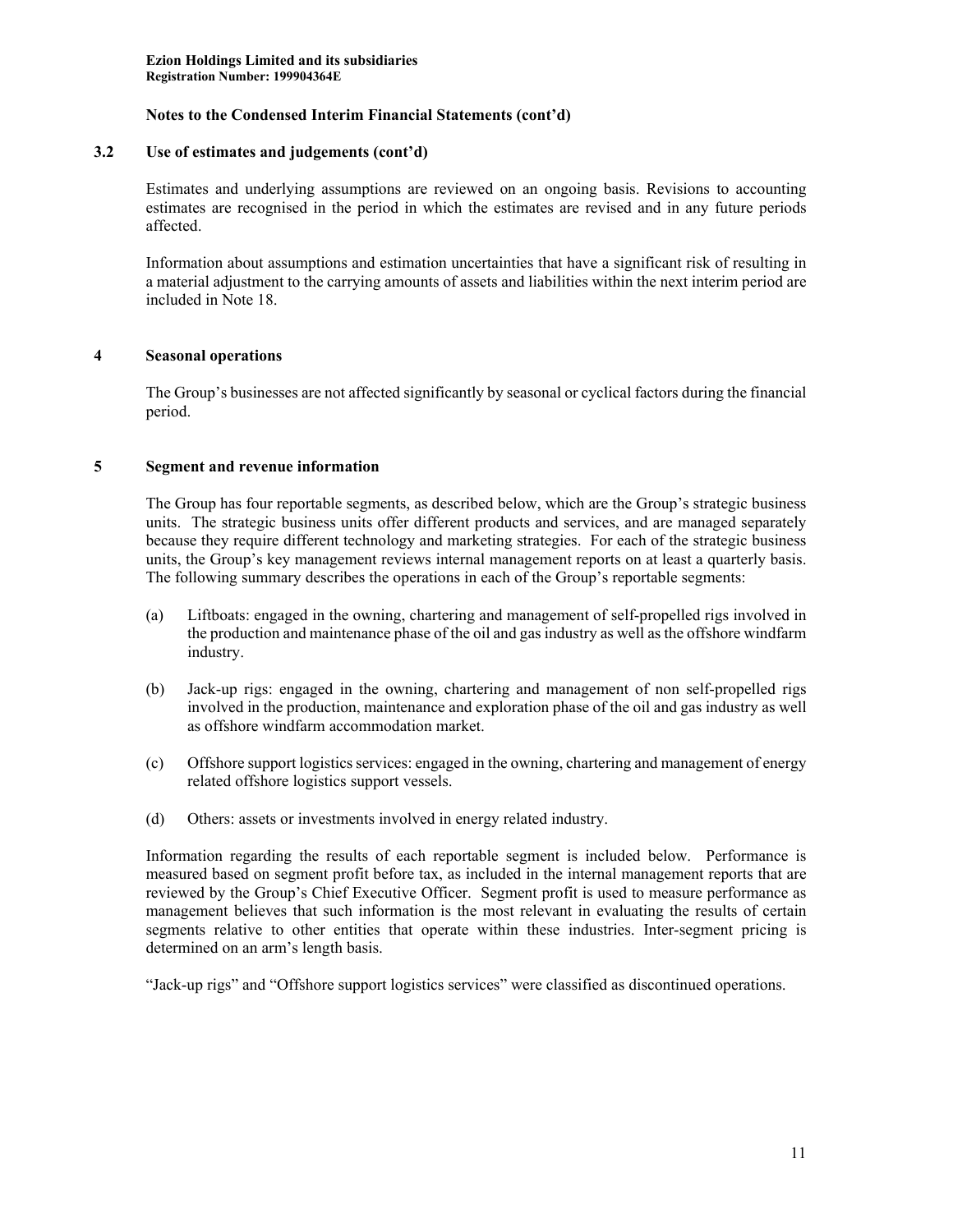**Notes to the Condensed Interim Financial Statements (cont'd)**

## 3.2 Use of estimates and judgements (cont'd)

Estimates and underlying assumptions are reviewed on an ongoing basis. Revisions to accounting estimates are recognised in the period in which the estimates are revised and in any future periods affected.

Information about assumptions and estimation uncertainties that have a significant risk of resulting in a material adjustment to the carrying amounts of assets and liabilities within the next interim period are included in Note 18.

## 4 Seasonal operations

The Group's businesses are not affected significantly by seasonal or cyclical factors during the financial period.

## 5 Segment and revenue information

The Group has four reportable segments, as described below, which are the Group's strategic business units. The strategic business units offer different products and services, and are managed separately because they require different technology and marketing strategies. For each of the strategic business units, the Group's key management reviews internal management reports on at least a quarterly basis. The following summary describes the operations in each of the Group's reportable segments:

(a) Liftboats: engaged in the owning, chartering and management of self-propelled rigs involved in the production and maintenance phase of the oil and gas industry as well as the offshore windfarm industry.

(b) Jack-up rigs: engaged in the owning, chartering and management of non self-propelled rigs involved in the production, maintenance and exploration phase of the oil and gas industry as well as offshore windfarm accommodation market.

(c) Offshore support logistics services: engaged in the owning, chartering and management of energy related offshore logistics support vessels.

(d) Others: assets or investments involved in energy related industry.

Information regarding the results of each reportable segment is included below. Performance is measured based on segment profit before tax, as included in the internal management reports that are reviewed by the Group's Chief Executive Officer. Segment profit is used to measure performance as management believes that such information is the most relevant in evaluating the results of certain segments relative to other entities that operate within these industries. Inter-segment pricing is determined on an arm's length basis.

"Jack-up rigs" and "Offshore support logistics services" were classified as discontinued operations.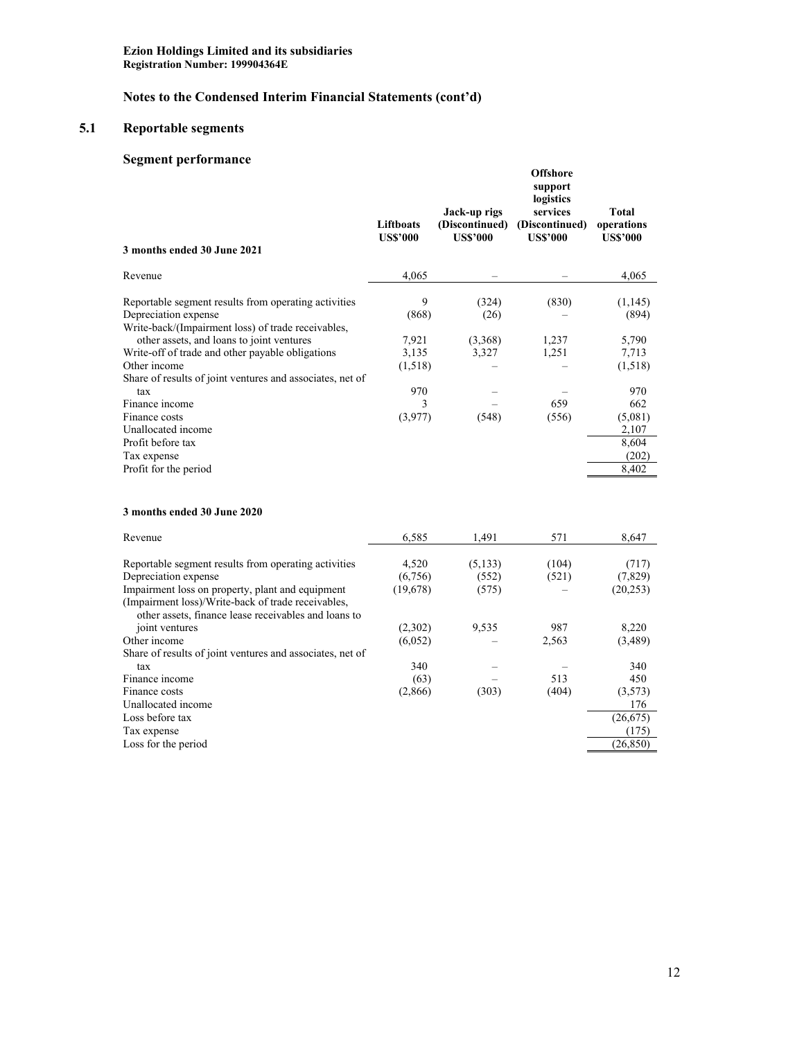Ezion Holdings Limited and its subsidiaries
Registration Number: 199904364E

## Notes to the Condensed Interim Financial Statements (cont'd)

## 5.1 Reportable segments

### Segment performance

| 3 months ended 30 June 2021 | Liftboats US$'000 | Jack-up rigs (Discontinued) US$'000 | Offshore support logistics services (Discontinued) US$'000 | Total operations US$'000 |
|---|---|---|---|---|
| Revenue | 4,065 | – | – | 4,065 |
| Reportable segment results from operating activities | 9 | (324) | (830) | (1,145) |
| Depreciation expense | (868) | (26) | – | (894) |
| Write-back/(Impairment loss) of trade receivables, other assets, and loans to joint ventures | 7,921 | (3,368) | 1,237 | 5,790 |
| Write-off of trade and other payable obligations | 3,135 | 3,327 | 1,251 | 7,713 |
| Other income | (1,518) | – | – | (1,518) |
| Share of results of joint ventures and associates, net of tax | 970 | – | – | 970 |
| Finance income | 3 | – | 659 | 662 |
| Finance costs | (3,977) | (548) | (556) | (5,081) |
| Unallocated income | | | | 2,107 |
| Profit before tax | | | | 8,604 |
| Tax expense | | | | (202) |
| Profit for the period | | | | 8,402 |

| 3 months ended 30 June 2020 | Liftboats US$'000 | Jack-up rigs (Discontinued) US$'000 | Offshore support logistics services (Discontinued) US$'000 | Total operations US$'000 |
|---|---|---|---|---|
| Revenue | 6,585 | 1,491 | 571 | 8,647 |
| Reportable segment results from operating activities | 4,520 | (5,133) | (104) | (717) |
| Depreciation expense | (6,756) | (552) | (521) | (7,829) |
| Impairment loss on property, plant and equipment | (19,678) | (575) | – | (20,253) |
| (Impairment loss)/Write-back of trade receivables, other assets, finance lease receivables and loans to joint ventures | (2,302) | 9,535 | 987 | 8,220 |
| Other income | (6,052) | – | 2,563 | (3,489) |
| Share of results of joint ventures and associates, net of tax | 340 | – | – | 340 |
| Finance income | (63) | – | 513 | 450 |
| Finance costs | (2,866) | (303) | (404) | (3,573) |
| Unallocated income | | | | 176 |
| Loss before tax | | | | (26,675) |
| Tax expense | | | | (175) |
| Loss for the period | | | | (26,850) |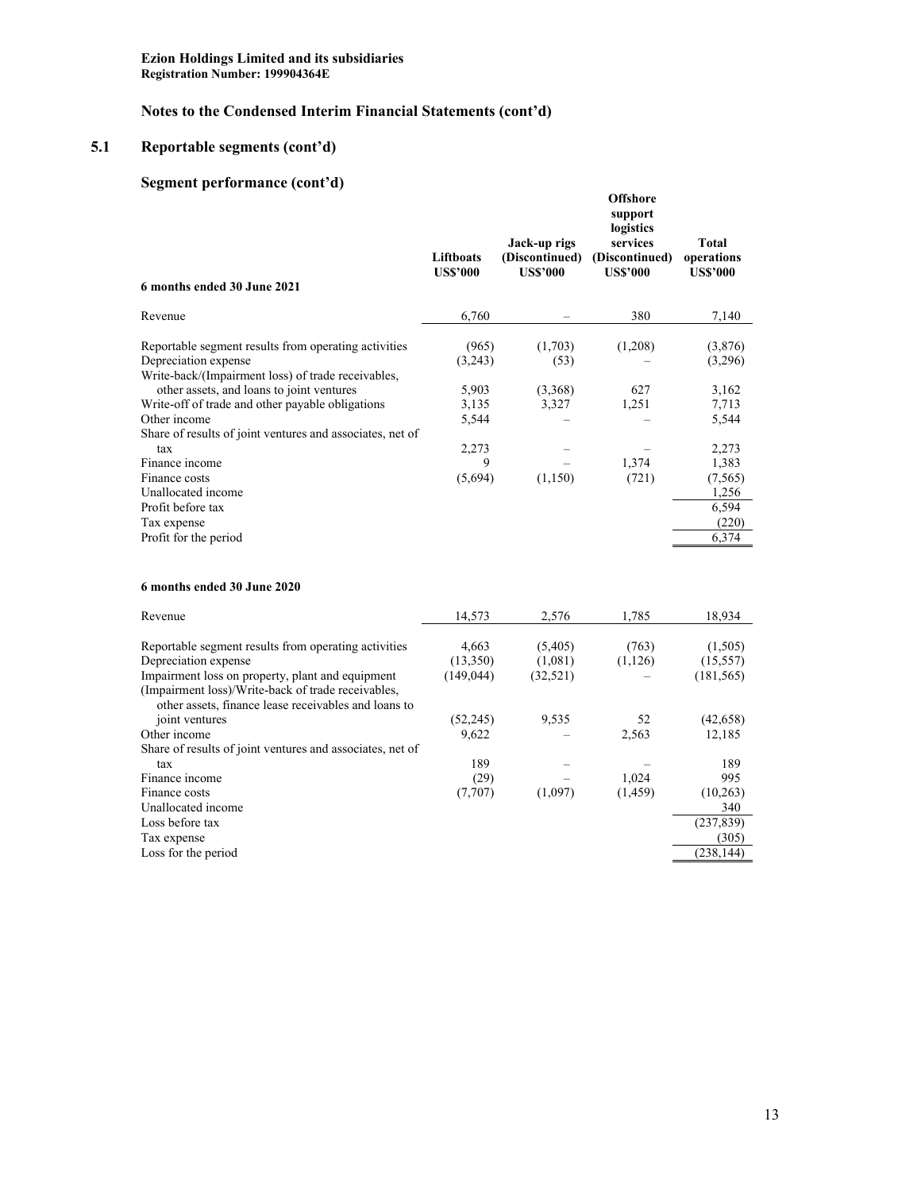**Ezion Holdings Limited and its subsidiaries**
**Registration Number: 199904364E**

## Notes to the Condensed Interim Financial Statements (cont'd)

### 5.1 Reportable segments (cont'd)

### Segment performance (cont'd)

| 6 months ended 30 June 2021 | Liftboats US$'000 | Jack-up rigs (Discontinued) US$'000 | Offshore support logistics services (Discontinued) US$'000 | Total operations US$'000 |
|---|---|---|---|---|
| Revenue | 6,760 | – | 380 | 7,140 |
| Reportable segment results from operating activities | (965) | (1,703) | (1,208) | (3,876) |
| Depreciation expense | (3,243) | (53) | – | (3,296) |
| Write-back/(Impairment loss) of trade receivables, other assets, and loans to joint ventures | 5,903 | (3,368) | 627 | 3,162 |
| Write-off of trade and other payable obligations | 3,135 | 3,327 | 1,251 | 7,713 |
| Other income | 5,544 | – | – | 5,544 |
| Share of results of joint ventures and associates, net of tax | 2,273 | – | – | 2,273 |
| Finance income | 9 | – | 1,374 | 1,383 |
| Finance costs | (5,694) | (1,150) | (721) | (7,565) |
| Unallocated income | | | | 1,256 |
| Profit before tax | | | | 6,594 |
| Tax expense | | | | (220) |
| Profit for the period | | | | 6,374 |

| 6 months ended 30 June 2020 | Liftboats US$'000 | Jack-up rigs (Discontinued) US$'000 | Offshore support logistics services (Discontinued) US$'000 | Total operations US$'000 |
|---|---|---|---|---|
| Revenue | 14,573 | 2,576 | 1,785 | 18,934 |
| Reportable segment results from operating activities | 4,663 | (5,405) | (763) | (1,505) |
| Depreciation expense | (13,350) | (1,081) | (1,126) | (15,557) |
| Impairment loss on property, plant and equipment | (149,044) | (32,521) | – | (181,565) |
| (Impairment loss)/Write-back of trade receivables, other assets, finance lease receivables and loans to joint ventures | (52,245) | 9,535 | 52 | (42,658) |
| Other income | 9,622 | – | 2,563 | 12,185 |
| Share of results of joint ventures and associates, net of tax | 189 | – | – | 189 |
| Finance income | (29) | – | 1,024 | 995 |
| Finance costs | (7,707) | (1,097) | (1,459) | (10,263) |
| Unallocated income | | | | 340 |
| Loss before tax | | | | (237,839) |
| Tax expense | | | | (305) |
| Loss for the period | | | | (238,144) |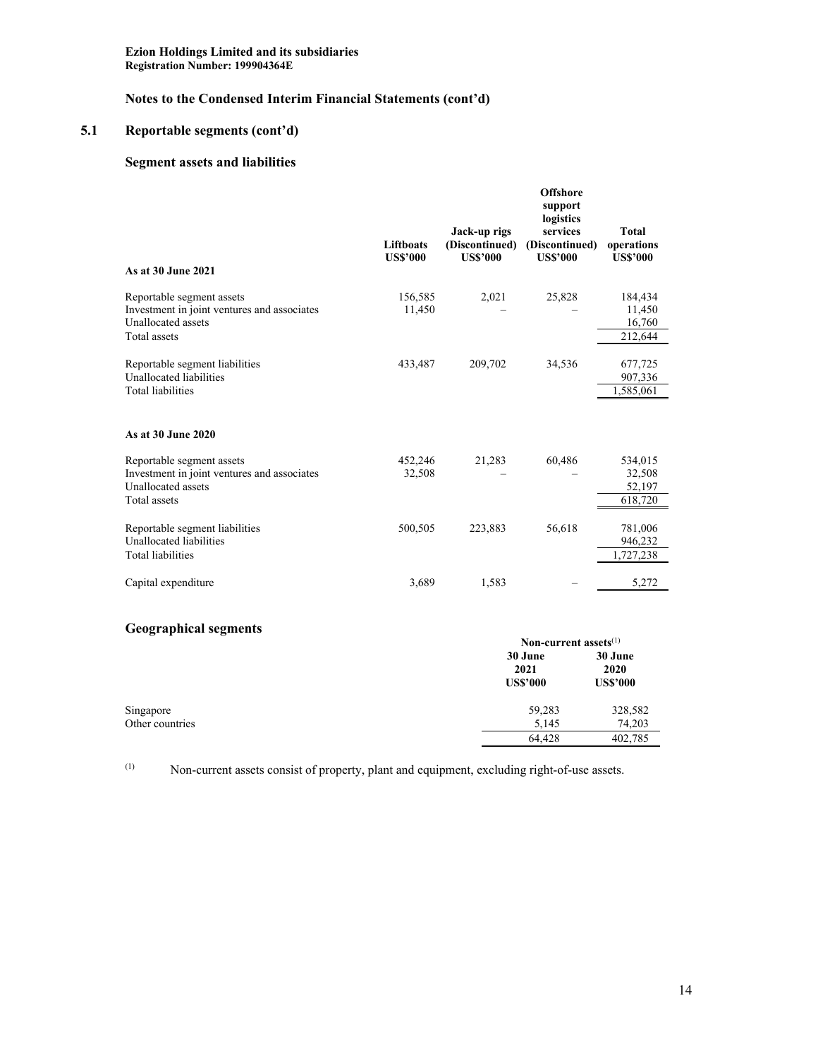Ezion Holdings Limited and its subsidiaries
Registration Number: 199904364E

## Notes to the Condensed Interim Financial Statements (cont'd)

## 5.1 Reportable segments (cont'd)

### Segment assets and liabilities

| As at 30 June 2021 | Liftboats US$'000 | Jack-up rigs (Discontinued) US$'000 | Offshore support logistics services (Discontinued) US$'000 | Total operations US$'000 |
|---|---|---|---|---|
| Reportable segment assets | 156,585 | 2,021 | 25,828 | 184,434 |
| Investment in joint ventures and associates | 11,450 | – | – | 11,450 |
| Unallocated assets | | | | 16,760 |
| Total assets | | | | 212,644 |
| Reportable segment liabilities | 433,487 | 209,702 | 34,536 | 677,725 |
| Unallocated liabilities | | | | 907,336 |
| Total liabilities | | | | 1,585,061 |
| **As at 30 June 2020** | | | | |
| Reportable segment assets | 452,246 | 21,283 | 60,486 | 534,015 |
| Investment in joint ventures and associates | 32,508 | – | – | 32,508 |
| Unallocated assets | | | | 52,197 |
| Total assets | | | | 618,720 |
| Reportable segment liabilities | 500,505 | 223,883 | 56,618 | 781,006 |
| Unallocated liabilities | | | | 946,232 |
| Total liabilities | | | | 1,727,238 |
| Capital expenditure | 3,689 | 1,583 | – | 5,272 |

### Geographical segments

| | Non-current assets[(1)] | |
|---|---|---|
| | 30 June 2021 US$'000 | 30 June 2020 US$'000 |
| Singapore | 59,283 | 328,582 |
| Other countries | 5,145 | 74,203 |
| | 64,428 | 402,785 |

(1) Non-current assets consist of property, plant and equipment, excluding right-of-use assets.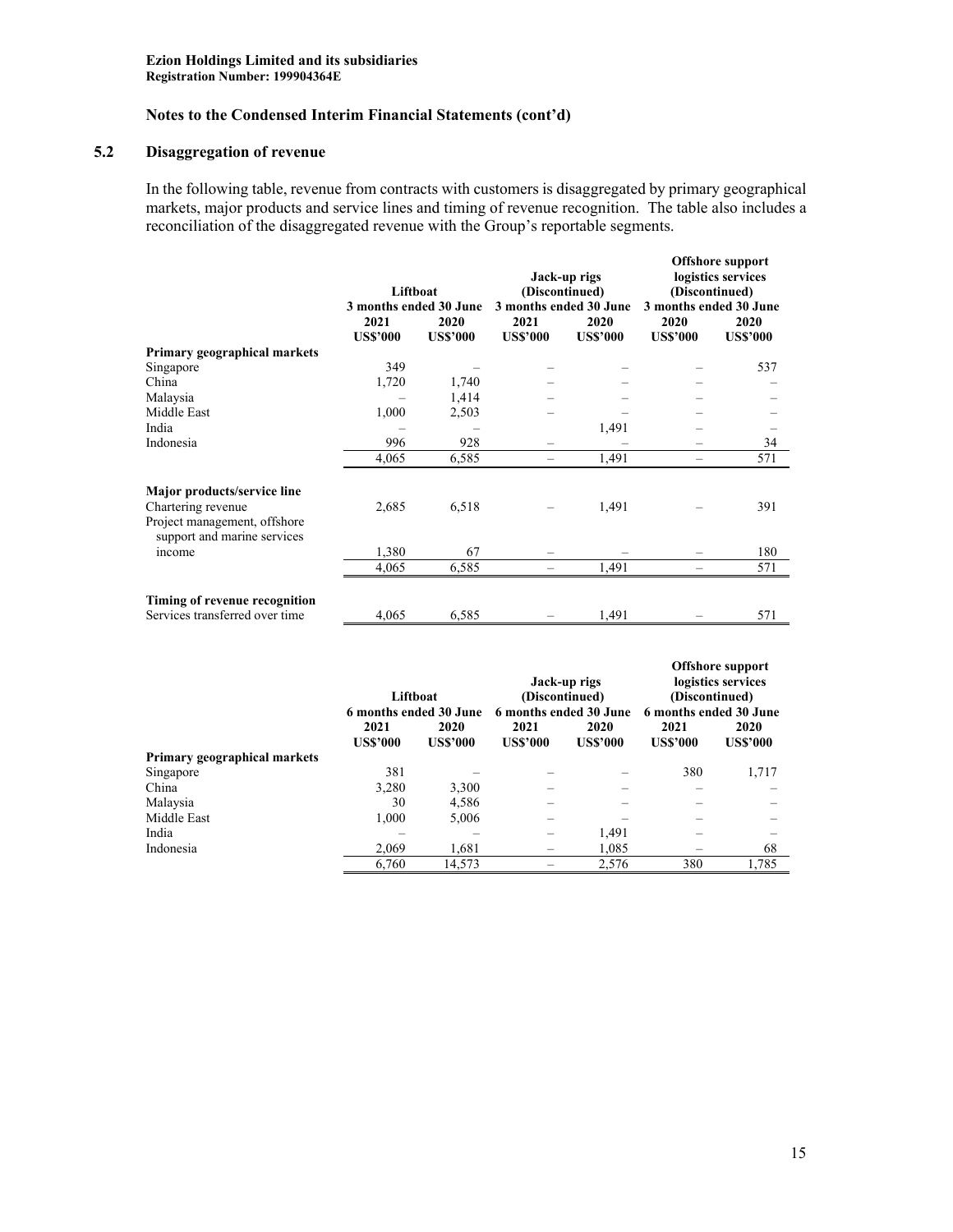**Ezion Holdings Limited and its subsidiaries**
**Registration Number: 199904364E**

**Notes to the Condensed Interim Financial Statements (cont'd)**

## 5.2 Disaggregation of revenue

In the following table, revenue from contracts with customers is disaggregated by primary geographical markets, major products and service lines and timing of revenue recognition. The table also includes a reconciliation of the disaggregated revenue with the Group's reportable segments.

| | Liftboat | | Jack-up rigs (Discontinued) | | Offshore support logistics services (Discontinued) | |
|---|---|---|---|---|---|---|
| | 3 months ended 30 June | | 3 months ended 30 June | | 3 months ended 30 June | |
| | 2021 | 2020 | 2021 | 2020 | 2020 | 2020 |
| | US$'000 | US$'000 | US$'000 | US$'000 | US$'000 | US$'000 |
| **Primary geographical markets** | | | | | | |
| Singapore | 349 | – | – | – | – | 537 |
| China | 1,720 | 1,740 | – | – | – | – |
| Malaysia | – | 1,414 | – | – | – | – |
| Middle East | 1,000 | 2,503 | – | – | – | – |
| India | – | – | | 1,491 | – | – |
| Indonesia | 996 | 928 | – | – | – | 34 |
| | 4,065 | 6,585 | – | 1,491 | – | 571 |
| **Major products/service line** | | | | | | |
| Chartering revenue | 2,685 | 6,518 | – | 1,491 | – | 391 |
| Project management, offshore support and marine services income | 1,380 | 67 | – | – | – | 180 |
| | 4,065 | 6,585 | – | 1,491 | – | 571 |
| **Timing of revenue recognition** | | | | | | |
| Services transferred over time | 4,065 | 6,585 | – | 1,491 | – | 571 |

| | Liftboat | | Jack-up rigs (Discontinued) | | Offshore support logistics services (Discontinued) | |
|---|---|---|---|---|---|---|
| | 6 months ended 30 June | | 6 months ended 30 June | | 6 months ended 30 June | |
| | 2021 | 2020 | 2021 | 2020 | 2021 | 2020 |
| | US$'000 | US$'000 | US$'000 | US$'000 | US$'000 | US$'000 |
| **Primary geographical markets** | | | | | | |
| Singapore | 381 | – | – | – | 380 | 1,717 |
| China | 3,280 | 3,300 | – | – | – | – |
| Malaysia | 30 | 4,586 | – | – | – | – |
| Middle East | 1,000 | 5,006 | – | – | – | – |
| India | – | – | – | 1,491 | – | – |
| Indonesia | 2,069 | 1,681 | – | 1,085 | – | 68 |
| | 6,760 | 14,573 | – | 2,576 | 380 | 1,785 |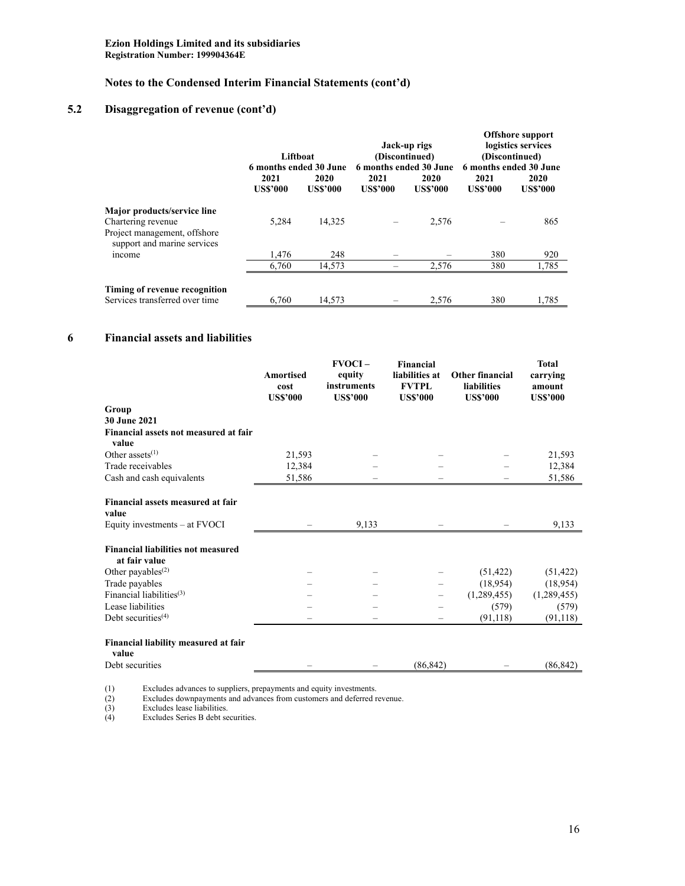Ezion Holdings Limited and its subsidiaries
Registration Number: 199904364E

## Notes to the Condensed Interim Financial Statements (cont'd)

### 5.2 Disaggregation of revenue (cont'd)

| | Liftboat | | Jack-up rigs (Discontinued) | | Offshore support logistics services (Discontinued) | |
|---|---|---|---|---|---|---|
| | 6 months ended 30 June | | 6 months ended 30 June | | 6 months ended 30 June | |
| | 2021 US$'000 | 2020 US$'000 | 2021 US$'000 | 2020 US$'000 | 2021 US$'000 | 2020 US$'000 |
| **Major products/service line** | | | | | | |
| Chartering revenue | 5,284 | 14,325 | – | 2,576 | – | 865 |
| Project management, offshore support and marine services income | 1,476 | 248 | – | – | 380 | 920 |
| | 6,760 | 14,573 | – | 2,576 | 380 | 1,785 |
| **Timing of revenue recognition** | | | | | | |
| Services transferred over time | 6,760 | 14,573 | – | 2,576 | 380 | 1,785 |

### 6 Financial assets and liabilities

| | Amortised cost US$'000 | FVOCI – equity instruments US$'000 | Financial liabilities at FVTPL US$'000 | Other financial liabilities US$'000 | Total carrying amount US$'000 |
|---|---|---|---|---|---|
| **Group** | | | | | |
| **30 June 2021** | | | | | |
| **Financial assets not measured at fair value** | | | | | |
| Other assets[(1)] | 21,593 | – | – | – | 21,593 |
| Trade receivables | 12,384 | – | – | – | 12,384 |
| Cash and cash equivalents | 51,586 | – | – | – | 51,586 |
| **Financial assets measured at fair value** | | | | | |
| Equity investments – at FVOCI | – | 9,133 | – | – | 9,133 |
| **Financial liabilities not measured at fair value** | | | | | |
| Other payables[(2)] | – | – | – | (51,422) | (51,422) |
| Trade payables | – | – | – | (18,954) | (18,954) |
| Financial liabilities[(3)] | – | – | – | (1,289,455) | (1,289,455) |
| Lease liabilities | – | – | – | (579) | (579) |
| Debt securities[(4)] | – | – | – | (91,118) | (91,118) |
| **Financial liability measured at fair value** | | | | | |
| Debt securities | – | – | (86,842) | – | (86,842) |

(1) Excludes advances to suppliers, prepayments and equity investments.
(2) Excludes downpayments and advances from customers and deferred revenue.
(3) Excludes lease liabilities.
(4) Excludes Series B debt securities.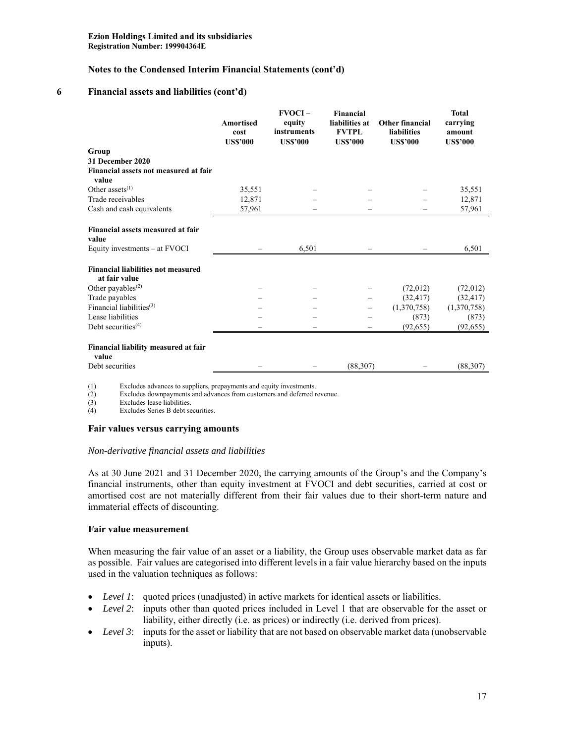## Notes to the Condensed Interim Financial Statements (cont'd)

### 6 Financial assets and liabilities (cont'd)

| | Amortised cost US$'000 | FVOCI – equity instruments US$'000 | Financial liabilities at FVTPL US$'000 | Other financial liabilities US$'000 | Total carrying amount US$'000 |
|---|---|---|---|---|---|
| **Group** | | | | | |
| **31 December 2020** | | | | | |
| **Financial assets not measured at fair value** | | | | | |
| Other assets[(1)] | 35,551 | – | – | – | 35,551 |
| Trade receivables | 12,871 | – | – | – | 12,871 |
| Cash and cash equivalents | 57,961 | – | – | – | 57,961 |
| **Financial assets measured at fair value** | | | | | |
| Equity investments – at FVOCI | – | 6,501 | – | – | 6,501 |
| **Financial liabilities not measured at fair value** | | | | | |
| Other payables[(2)] | – | – | – | (72,012) | (72,012) |
| Trade payables | – | – | – | (32,417) | (32,417) |
| Financial liabilities[(3)] | – | – | – | (1,370,758) | (1,370,758) |
| Lease liabilities | – | – | – | (873) | (873) |
| Debt securities[(4)] | – | – | – | (92,655) | (92,655) |
| **Financial liability measured at fair value** | | | | | |
| Debt securities | – | – | (88,307) | – | (88,307) |

(1) Excludes advances to suppliers, prepayments and equity investments.
(2) Excludes downpayments and advances from customers and deferred revenue.
(3) Excludes lease liabilities.
(4) Excludes Series B debt securities.

#### Fair values versus carrying amounts

*Non-derivative financial assets and liabilities*

As at 30 June 2021 and 31 December 2020, the carrying amounts of the Group's and the Company's financial instruments, other than equity investment at FVOCI and debt securities, carried at cost or amortised cost are not materially different from their fair values due to their short-term nature and immaterial effects of discounting.

#### Fair value measurement

When measuring the fair value of an asset or a liability, the Group uses observable market data as far as possible. Fair values are categorised into different levels in a fair value hierarchy based on the inputs used in the valuation techniques as follows:

- *Level 1*: quoted prices (unadjusted) in active markets for identical assets or liabilities.
- *Level 2*: inputs other than quoted prices included in Level 1 that are observable for the asset or liability, either directly (i.e. as prices) or indirectly (i.e. derived from prices).
- *Level 3*: inputs for the asset or liability that are not based on observable market data (unobservable inputs).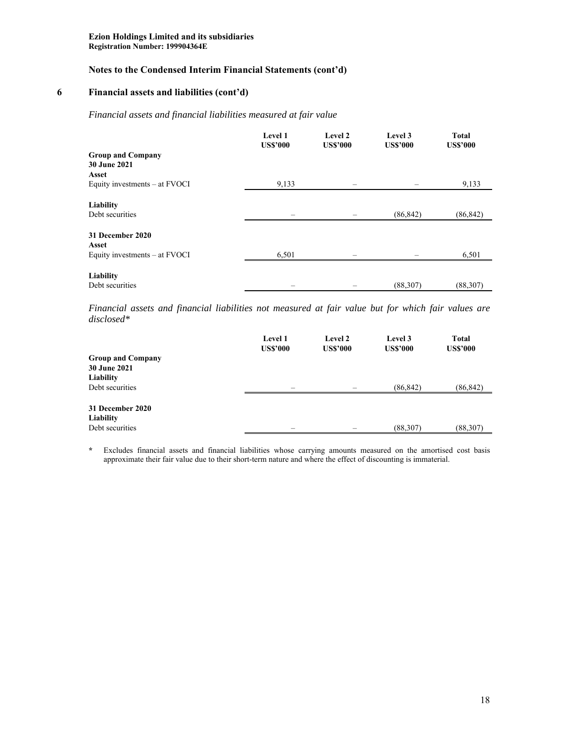Ezion Holdings Limited and its subsidiaries
Registration Number: 199904364E

## Notes to the Condensed Interim Financial Statements (cont'd)

## 6 Financial assets and liabilities (cont'd)

*Financial assets and financial liabilities measured at fair value*

| | Level 1 US$'000 | Level 2 US$'000 | Level 3 US$'000 | Total US$'000 |
|---|---|---|---|---|
| **Group and Company** | | | | |
| **30 June 2021** | | | | |
| **Asset** | | | | |
| Equity investments – at FVOCI | 9,133 | – | – | 9,133 |
| **Liability** | | | | |
| Debt securities | – | – | (86,842) | (86,842) |
| **31 December 2020** | | | | |
| **Asset** | | | | |
| Equity investments – at FVOCI | 6,501 | – | – | 6,501 |
| **Liability** | | | | |
| Debt securities | – | – | (88,307) | (88,307) |

*Financial assets and financial liabilities not measured at fair value but for which fair values are disclosed**

| | Level 1 US$'000 | Level 2 US$'000 | Level 3 US$'000 | Total US$'000 |
|---|---|---|---|---|
| **Group and Company** | | | | |
| **30 June 2021** | | | | |
| **Liability** | | | | |
| Debt securities | – | – | (86,842) | (86,842) |
| **31 December 2020** | | | | |
| **Liability** | | | | |
| Debt securities | – | – | (88,307) | (88,307) |

\* Excludes financial assets and financial liabilities whose carrying amounts measured on the amortised cost basis approximate their fair value due to their short-term nature and where the effect of discounting is immaterial.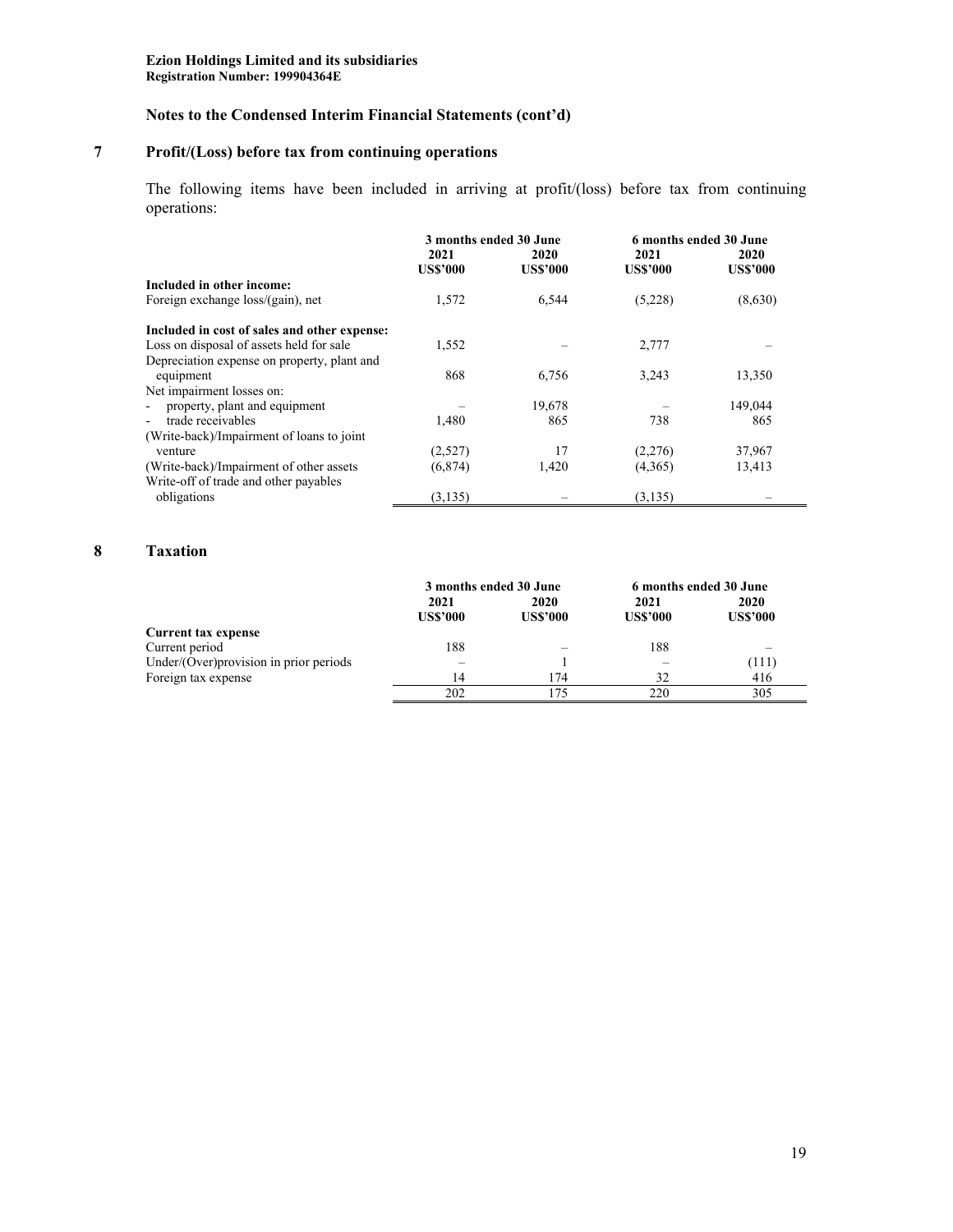**Ezion Holdings Limited and its subsidiaries**
**Registration Number: 199904364E**

## Notes to the Condensed Interim Financial Statements (cont'd)

### 7 Profit/(Loss) before tax from continuing operations

The following items have been included in arriving at profit/(loss) before tax from continuing operations:

| | 3 months ended 30 June | | 6 months ended 30 June | |
|---|---|---|---|---|
| | 2021 | 2020 | 2021 | 2020 |
| | US$'000 | US$'000 | US$'000 | US$'000 |
| **Included in other income:** | | | | |
| Foreign exchange loss/(gain), net | 1,572 | 6,544 | (5,228) | (8,630) |
| | | | | |
| **Included in cost of sales and other expense:** | | | | |
| Loss on disposal of assets held for sale | 1,552 | – | 2,777 | – |
| Depreciation expense on property, plant and equipment | 868 | 6,756 | 3,243 | 13,350 |
| Net impairment losses on: | | | | |
| - property, plant and equipment | – | 19,678 | – | 149,044 |
| - trade receivables | 1,480 | 865 | 738 | 865 |
| (Write-back)/Impairment of loans to joint venture | (2,527) | 17 | (2,276) | 37,967 |
| (Write-back)/Impairment of other assets | (6,874) | 1,420 | (4,365) | 13,413 |
| Write-off of trade and other payables obligations | (3,135) | – | (3,135) | – |

### 8 Taxation

| | 3 months ended 30 June | | 6 months ended 30 June | |
|---|---|---|---|---|
| | 2021 | 2020 | 2021 | 2020 |
| | US$'000 | US$'000 | US$'000 | US$'000 |
| **Current tax expense** | | | | |
| Current period | 188 | – | 188 | – |
| Under/(Over)provision in prior periods | – | 1 | – | (111) |
| Foreign tax expense | 14 | 174 | 32 | 416 |
| | 202 | 175 | 220 | 305 |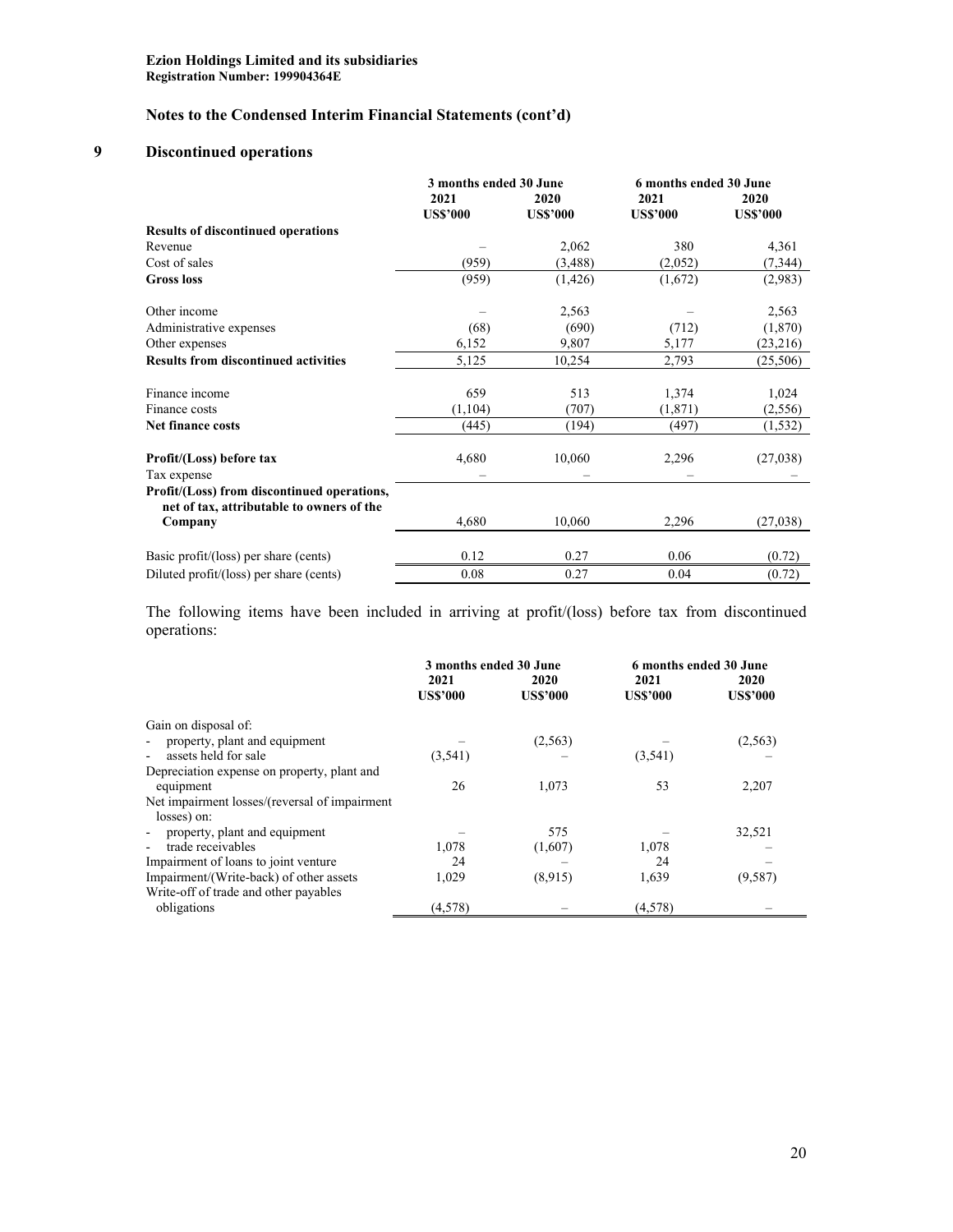**Ezion Holdings Limited and its subsidiaries**
**Registration Number: 199904364E**

## Notes to the Condensed Interim Financial Statements (cont'd)

### 9 Discontinued operations

| | 3 months ended 30 June | | 6 months ended 30 June | |
|---|---|---|---|---|
| | 2021 | 2020 | 2021 | 2020 |
| | US$'000 | US$'000 | US$'000 | US$'000 |
| **Results of discontinued operations** | | | | |
| Revenue | – | 2,062 | 380 | 4,361 |
| Cost of sales | (959) | (3,488) | (2,052) | (7,344) |
| **Gross loss** | (959) | (1,426) | (1,672) | (2,983) |
| | | | | |
| Other income | – | 2,563 | – | 2,563 |
| Administrative expenses | (68) | (690) | (712) | (1,870) |
| Other expenses | 6,152 | 9,807 | 5,177 | (23,216) |
| **Results from discontinued activities** | 5,125 | 10,254 | 2,793 | (25,506) |
| | | | | |
| Finance income | 659 | 513 | 1,374 | 1,024 |
| Finance costs | (1,104) | (707) | (1,871) | (2,556) |
| **Net finance costs** | (445) | (194) | (497) | (1,532) |
| | | | | |
| **Profit/(Loss) before tax** | 4,680 | 10,060 | 2,296 | (27,038) |
| Tax expense | – | – | – | – |
| **Profit/(Loss) from discontinued operations, net of tax, attributable to owners of the Company** | 4,680 | 10,060 | 2,296 | (27,038) |
| | | | | |
| Basic profit/(loss) per share (cents) | 0.12 | 0.27 | 0.06 | (0.72) |
| Diluted profit/(loss) per share (cents) | 0.08 | 0.27 | 0.04 | (0.72) |

The following items have been included in arriving at profit/(loss) before tax from discontinued operations:

| | 3 months ended 30 June | | 6 months ended 30 June | |
|---|---|---|---|---|
| | 2021 | 2020 | 2021 | 2020 |
| | US$'000 | US$'000 | US$'000 | US$'000 |
| Gain on disposal of: | | | | |
| - property, plant and equipment | – | (2,563) | – | (2,563) |
| - assets held for sale | (3,541) | – | (3,541) | – |
| Depreciation expense on property, plant and equipment | 26 | 1,073 | 53 | 2,207 |
| Net impairment losses/(reversal of impairment losses) on: | | | | |
| - property, plant and equipment | – | 575 | – | 32,521 |
| - trade receivables | 1,078 | (1,607) | 1,078 | – |
| Impairment of loans to joint venture | 24 | – | 24 | – |
| Impairment/(Write-back) of other assets | 1,029 | (8,915) | 1,639 | (9,587) |
| Write-off of trade and other payables obligations | (4,578) | – | (4,578) | – |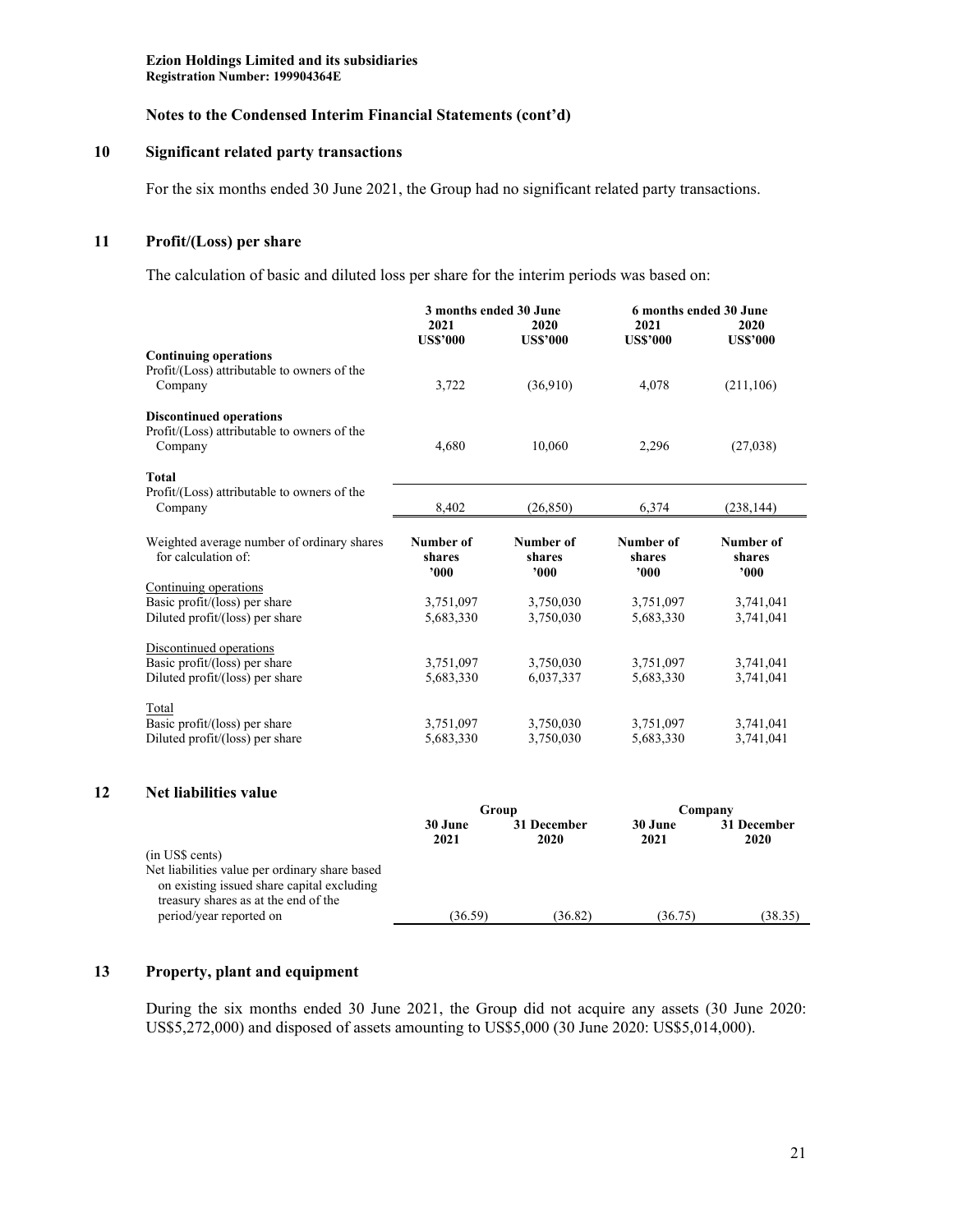**Ezion Holdings Limited and its subsidiaries**
**Registration Number: 199904364E**

**Notes to the Condensed Interim Financial Statements (cont'd)**

## 10 Significant related party transactions

For the six months ended 30 June 2021, the Group had no significant related party transactions.

## 11 Profit/(Loss) per share

The calculation of basic and diluted loss per share for the interim periods was based on:

| | 3 months ended 30 June | | 6 months ended 30 June | |
|---|---|---|---|---|
| | 2021 | 2020 | 2021 | 2020 |
| | US$'000 | US$'000 | US$'000 | US$'000 |
| **Continuing operations** | | | | |
| Profit/(Loss) attributable to owners of the Company | 3,722 | (36,910) | 4,078 | (211,106) |
| **Discontinued operations** | | | | |
| Profit/(Loss) attributable to owners of the Company | 4,680 | 10,060 | 2,296 | (27,038) |
| **Total** | | | | |
| Profit/(Loss) attributable to owners of the Company | 8,402 | (26,850) | 6,374 | (238,144) |

| Weighted average number of ordinary shares for calculation of: | Number of shares '000 | Number of shares '000 | Number of shares '000 | Number of shares '000 |
|---|---|---|---|---|
| Continuing operations | | | | |
| Basic profit/(loss) per share | 3,751,097 | 3,750,030 | 3,751,097 | 3,741,041 |
| Diluted profit/(loss) per share | 5,683,330 | 3,750,030 | 5,683,330 | 3,741,041 |
| Discontinued operations | | | | |
| Basic profit/(loss) per share | 3,751,097 | 3,750,030 | 3,751,097 | 3,741,041 |
| Diluted profit/(loss) per share | 5,683,330 | 6,037,337 | 5,683,330 | 3,741,041 |
| Total | | | | |
| Basic profit/(loss) per share | 3,751,097 | 3,750,030 | 3,751,097 | 3,741,041 |
| Diluted profit/(loss) per share | 5,683,330 | 3,750,030 | 5,683,330 | 3,741,041 |

## 12 Net liabilities value

| | Group | | Company | |
|---|---|---|---|---|
| | 30 June 2021 | 31 December 2020 | 30 June 2021 | 31 December 2020 |
| (in US$ cents) | | | | |
| Net liabilities value per ordinary share based on existing issued share capital excluding treasury shares as at the end of the period/year reported on | (36.59) | (36.82) | (36.75) | (38.35) |

## 13 Property, plant and equipment

During the six months ended 30 June 2021, the Group did not acquire any assets (30 June 2020: US$5,272,000) and disposed of assets amounting to US$5,000 (30 June 2020: US$5,014,000).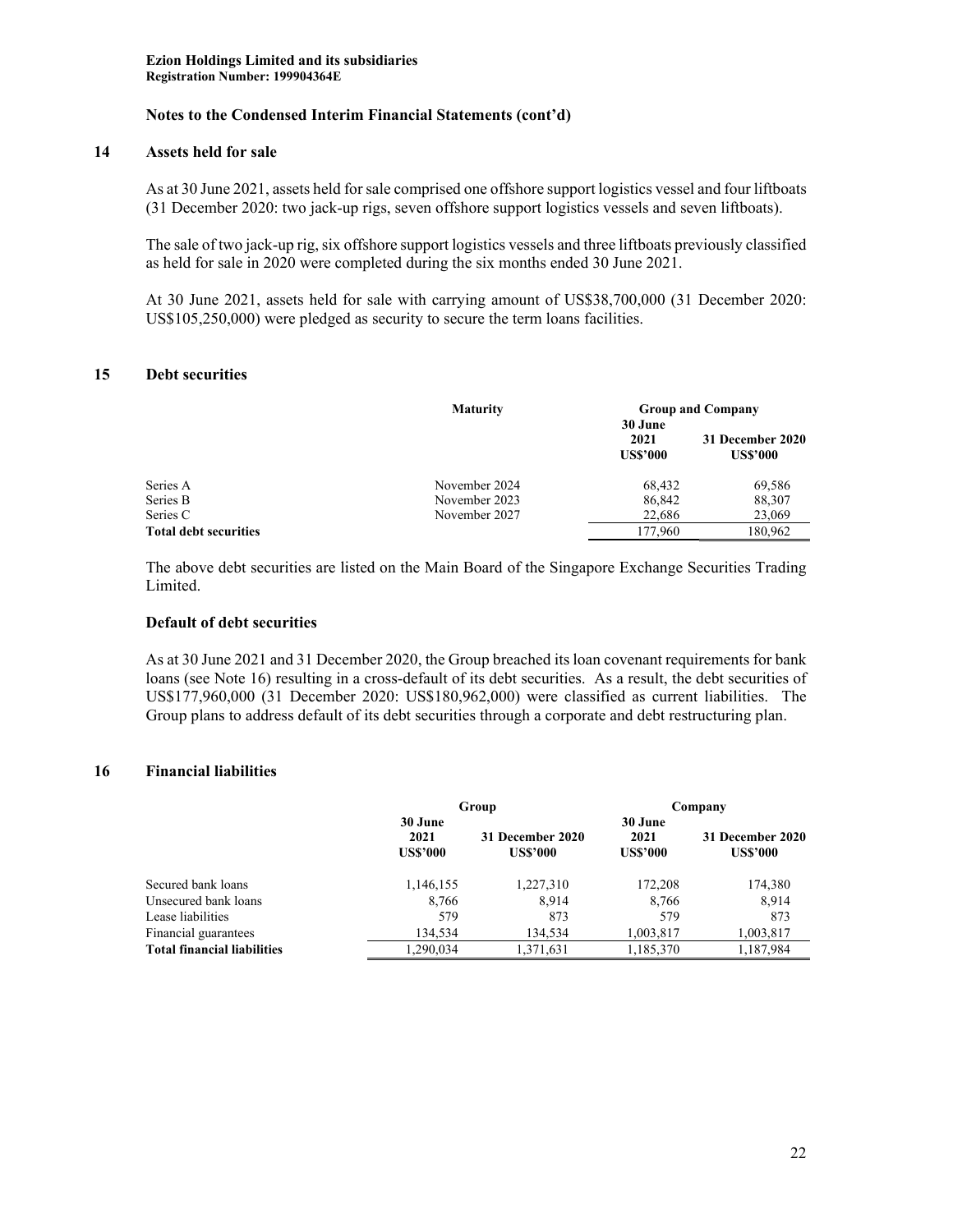**Ezion Holdings Limited and its subsidiaries**
**Registration Number: 199904364E**

**Notes to the Condensed Interim Financial Statements (cont'd)**

## 14 Assets held for sale

As at 30 June 2021, assets held for sale comprised one offshore support logistics vessel and four liftboats (31 December 2020: two jack-up rigs, seven offshore support logistics vessels and seven liftboats).

The sale of two jack-up rig, six offshore support logistics vessels and three liftboats previously classified as held for sale in 2020 were completed during the six months ended 30 June 2021.

At 30 June 2021, assets held for sale with carrying amount of US$38,700,000 (31 December 2020: US$105,250,000) were pledged as security to secure the term loans facilities.

## 15 Debt securities

| | Maturity | Group and Company | |
|---|---|---|---|
| | | 30 June 2021 US$'000 | 31 December 2020 US$'000 |
| Series A | November 2024 | 68,432 | 69,586 |
| Series B | November 2023 | 86,842 | 88,307 |
| Series C | November 2027 | 22,686 | 23,069 |
| **Total debt securities** | | 177,960 | 180,962 |

The above debt securities are listed on the Main Board of the Singapore Exchange Securities Trading Limited.

### Default of debt securities

As at 30 June 2021 and 31 December 2020, the Group breached its loan covenant requirements for bank loans (see Note 16) resulting in a cross-default of its debt securities. As a result, the debt securities of US$177,960,000 (31 December 2020: US$180,962,000) were classified as current liabilities. The Group plans to address default of its debt securities through a corporate and debt restructuring plan.

## 16 Financial liabilities

| | Group | | Company | |
|---|---|---|---|---|
| | 30 June 2021 US$'000 | 31 December 2020 US$'000 | 30 June 2021 US$'000 | 31 December 2020 US$'000 |
| Secured bank loans | 1,146,155 | 1,227,310 | 172,208 | 174,380 |
| Unsecured bank loans | 8,766 | 8,914 | 8,766 | 8,914 |
| Lease liabilities | 579 | 873 | 579 | 873 |
| Financial guarantees | 134,534 | 134,534 | 1,003,817 | 1,003,817 |
| **Total financial liabilities** | 1,290,034 | 1,371,631 | 1,185,370 | 1,187,984 |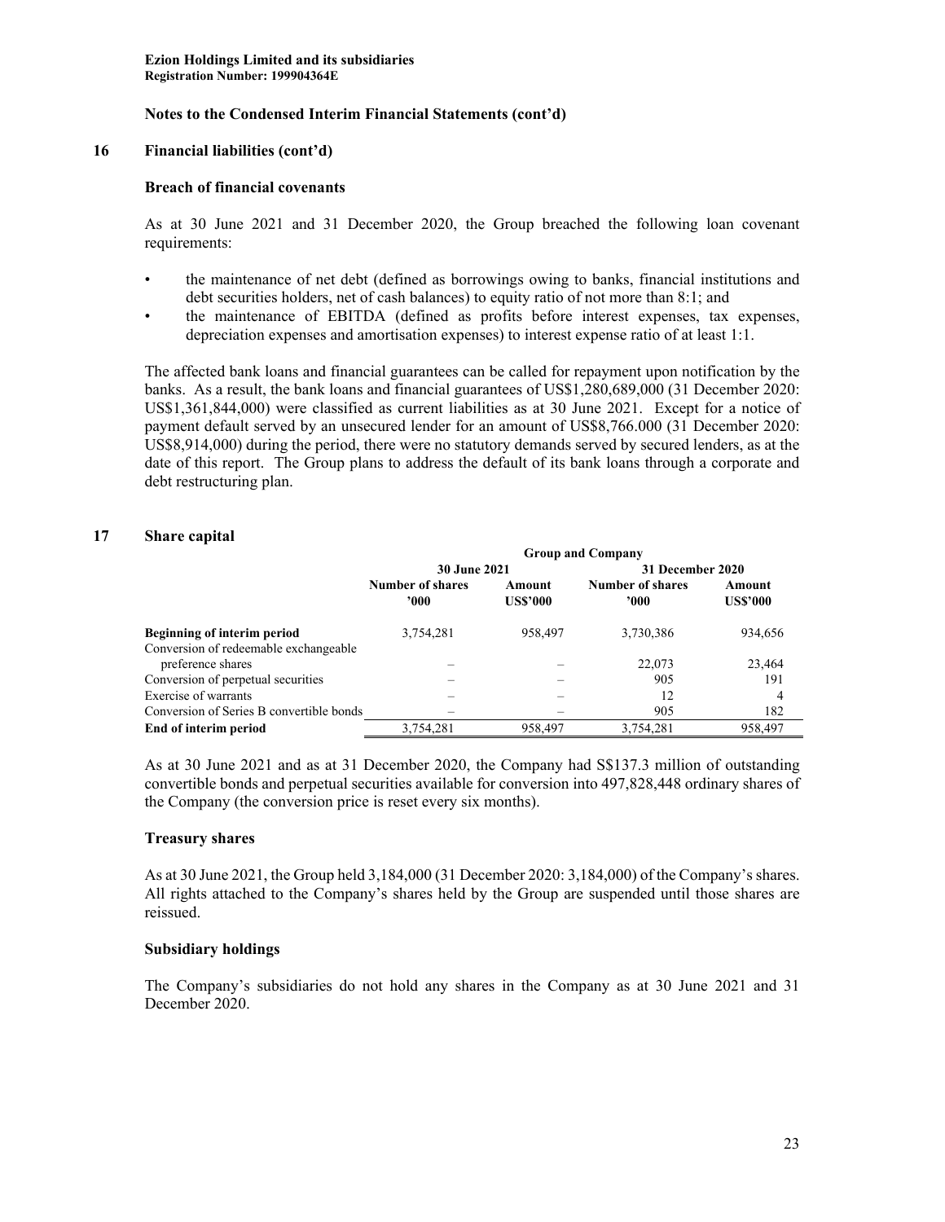Ezion Holdings Limited and its subsidiaries
Registration Number: 199904364E

## Notes to the Condensed Interim Financial Statements (cont'd)

## 16 Financial liabilities (cont'd)

### Breach of financial covenants

As at 30 June 2021 and 31 December 2020, the Group breached the following loan covenant requirements:

- the maintenance of net debt (defined as borrowings owing to banks, financial institutions and debt securities holders, net of cash balances) to equity ratio of not more than 8:1; and
- the maintenance of EBITDA (defined as profits before interest expenses, tax expenses, depreciation expenses and amortisation expenses) to interest expense ratio of at least 1:1.

The affected bank loans and financial guarantees can be called for repayment upon notification by the banks. As a result, the bank loans and financial guarantees of US$1,280,689,000 (31 December 2020: US$1,361,844,000) were classified as current liabilities as at 30 June 2021. Except for a notice of payment default served by an unsecured lender for an amount of US$8,766.000 (31 December 2020: US$8,914,000) during the period, there were no statutory demands served by secured lenders, as at the date of this report. The Group plans to address the default of its bank loans through a corporate and debt restructuring plan.

## 17 Share capital

| | Group and Company | | | |
|---|---|---|---|---|
| | 30 June 2021 | | 31 December 2020 | |
| | Number of shares '000 | Amount US$'000 | Number of shares '000 | Amount US$'000 |
| **Beginning of interim period** | 3,754,281 | 958,497 | 3,730,386 | 934,656 |
| Conversion of redeemable exchangeable preference shares | – | – | 22,073 | 23,464 |
| Conversion of perpetual securities | – | – | 905 | 191 |
| Exercise of warrants | – | – | 12 | 4 |
| Conversion of Series B convertible bonds | – | – | 905 | 182 |
| **End of interim period** | 3,754,281 | 958,497 | 3,754,281 | 958,497 |

As at 30 June 2021 and as at 31 December 2020, the Company had S$137.3 million of outstanding convertible bonds and perpetual securities available for conversion into 497,828,448 ordinary shares of the Company (the conversion price is reset every six months).

### Treasury shares

As at 30 June 2021, the Group held 3,184,000 (31 December 2020: 3,184,000) of the Company's shares. All rights attached to the Company's shares held by the Group are suspended until those shares are reissued.

### Subsidiary holdings

The Company's subsidiaries do not hold any shares in the Company as at 30 June 2021 and 31 December 2020.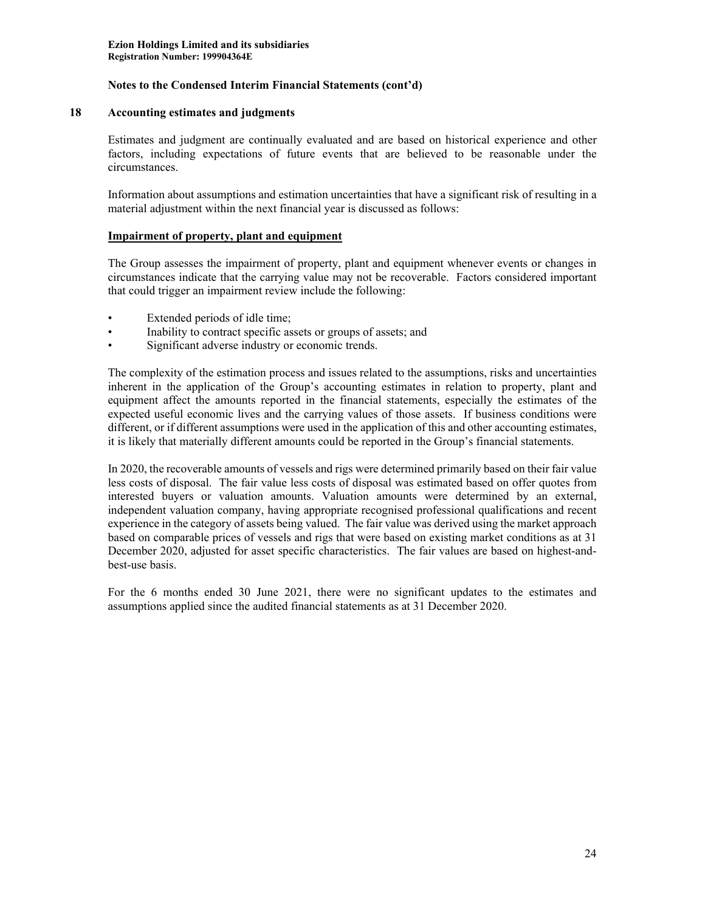**Notes to the Condensed Interim Financial Statements (cont'd)**

## 18 Accounting estimates and judgments

Estimates and judgment are continually evaluated and are based on historical experience and other factors, including expectations of future events that are believed to be reasonable under the circumstances.

Information about assumptions and estimation uncertainties that have a significant risk of resulting in a material adjustment within the next financial year is discussed as follows:

### Impairment of property, plant and equipment

The Group assesses the impairment of property, plant and equipment whenever events or changes in circumstances indicate that the carrying value may not be recoverable. Factors considered important that could trigger an impairment review include the following:

- Extended periods of idle time;
- Inability to contract specific assets or groups of assets; and
- Significant adverse industry or economic trends.

The complexity of the estimation process and issues related to the assumptions, risks and uncertainties inherent in the application of the Group's accounting estimates in relation to property, plant and equipment affect the amounts reported in the financial statements, especially the estimates of the expected useful economic lives and the carrying values of those assets. If business conditions were different, or if different assumptions were used in the application of this and other accounting estimates, it is likely that materially different amounts could be reported in the Group's financial statements.

In 2020, the recoverable amounts of vessels and rigs were determined primarily based on their fair value less costs of disposal. The fair value less costs of disposal was estimated based on offer quotes from interested buyers or valuation amounts. Valuation amounts were determined by an external, independent valuation company, having appropriate recognised professional qualifications and recent experience in the category of assets being valued. The fair value was derived using the market approach based on comparable prices of vessels and rigs that were based on existing market conditions as at 31 December 2020, adjusted for asset specific characteristics. The fair values are based on highest-and-best-use basis.

For the 6 months ended 30 June 2021, there were no significant updates to the estimates and assumptions applied since the audited financial statements as at 31 December 2020.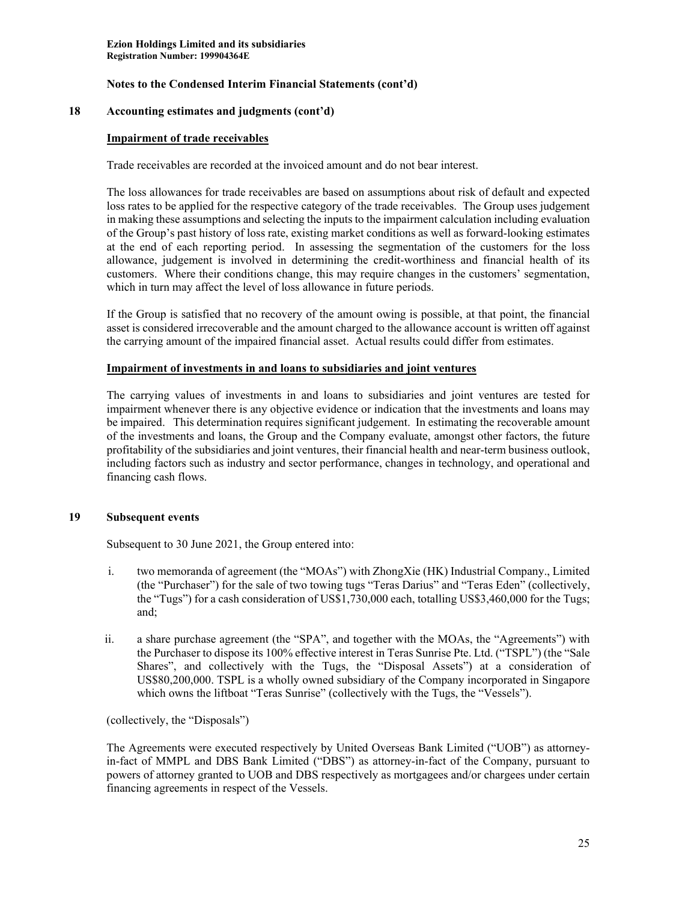Ezion Holdings Limited and its subsidiaries
Registration Number: 199904364E

**Notes to the Condensed Interim Financial Statements (cont'd)**

## 18 Accounting estimates and judgments (cont'd)

**Impairment of trade receivables**

Trade receivables are recorded at the invoiced amount and do not bear interest.

The loss allowances for trade receivables are based on assumptions about risk of default and expected loss rates to be applied for the respective category of the trade receivables. The Group uses judgement in making these assumptions and selecting the inputs to the impairment calculation including evaluation of the Group's past history of loss rate, existing market conditions as well as forward-looking estimates at the end of each reporting period. In assessing the segmentation of the customers for the loss allowance, judgement is involved in determining the credit-worthiness and financial health of its customers. Where their conditions change, this may require changes in the customers' segmentation, which in turn may affect the level of loss allowance in future periods.

If the Group is satisfied that no recovery of the amount owing is possible, at that point, the financial asset is considered irrecoverable and the amount charged to the allowance account is written off against the carrying amount of the impaired financial asset. Actual results could differ from estimates.

**Impairment of investments in and loans to subsidiaries and joint ventures**

The carrying values of investments in and loans to subsidiaries and joint ventures are tested for impairment whenever there is any objective evidence or indication that the investments and loans may be impaired. This determination requires significant judgement. In estimating the recoverable amount of the investments and loans, the Group and the Company evaluate, amongst other factors, the future profitability of the subsidiaries and joint ventures, their financial health and near-term business outlook, including factors such as industry and sector performance, changes in technology, and operational and financing cash flows.

## 19 Subsequent events

Subsequent to 30 June 2021, the Group entered into:

i. two memoranda of agreement (the "MOAs") with ZhongXie (HK) Industrial Company., Limited (the "Purchaser") for the sale of two towing tugs "Teras Darius" and "Teras Eden" (collectively, the "Tugs") for a cash consideration of US$1,730,000 each, totalling US$3,460,000 for the Tugs; and;

ii. a share purchase agreement (the "SPA", and together with the MOAs, the "Agreements") with the Purchaser to dispose its 100% effective interest in Teras Sunrise Pte. Ltd. ("TSPL") (the "Sale Shares", and collectively with the Tugs, the "Disposal Assets") at a consideration of US$80,200,000. TSPL is a wholly owned subsidiary of the Company incorporated in Singapore which owns the liftboat "Teras Sunrise" (collectively with the Tugs, the "Vessels").

(collectively, the "Disposals")

The Agreements were executed respectively by United Overseas Bank Limited ("UOB") as attorney-in-fact of MMPL and DBS Bank Limited ("DBS") as attorney-in-fact of the Company, pursuant to powers of attorney granted to UOB and DBS respectively as mortgagees and/or chargees under certain financing agreements in respect of the Vessels.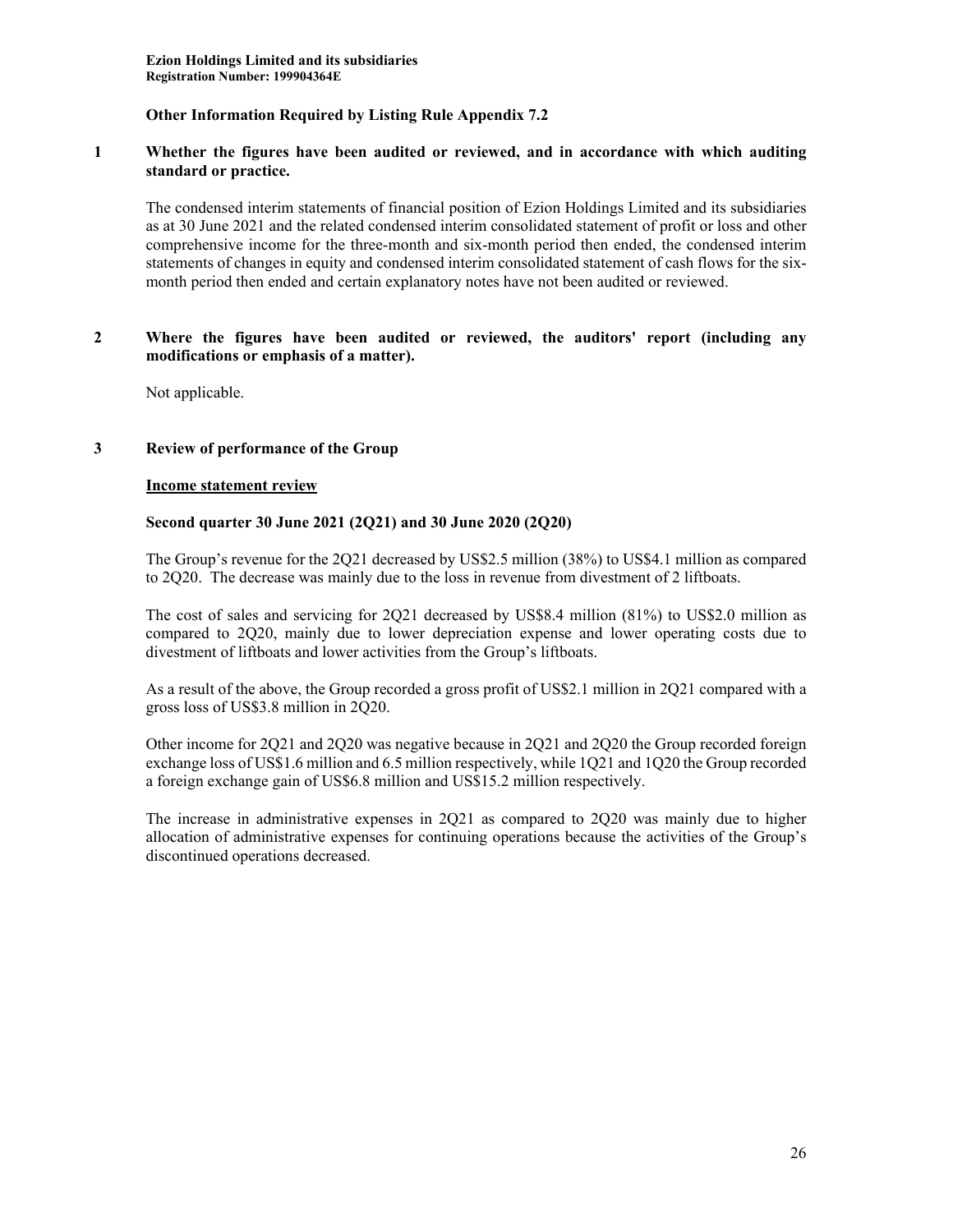**Ezion Holdings Limited and its subsidiaries**
**Registration Number: 199904364E**

## Other Information Required by Listing Rule Appendix 7.2

### 1 Whether the figures have been audited or reviewed, and in accordance with which auditing standard or practice.

The condensed interim statements of financial position of Ezion Holdings Limited and its subsidiaries as at 30 June 2021 and the related condensed interim consolidated statement of profit or loss and other comprehensive income for the three-month and six-month period then ended, the condensed interim statements of changes in equity and condensed interim consolidated statement of cash flows for the six-month period then ended and certain explanatory notes have not been audited or reviewed.

### 2 Where the figures have been audited or reviewed, the auditors' report (including any modifications or emphasis of a matter).

Not applicable.

### 3 Review of performance of the Group

**Income statement review**

**Second quarter 30 June 2021 (2Q21) and 30 June 2020 (2Q20)**

The Group's revenue for the 2Q21 decreased by US$2.5 million (38%) to US$4.1 million as compared to 2Q20. The decrease was mainly due to the loss in revenue from divestment of 2 liftboats.

The cost of sales and servicing for 2Q21 decreased by US$8.4 million (81%) to US$2.0 million as compared to 2Q20, mainly due to lower depreciation expense and lower operating costs due to divestment of liftboats and lower activities from the Group's liftboats.

As a result of the above, the Group recorded a gross profit of US$2.1 million in 2Q21 compared with a gross loss of US$3.8 million in 2Q20.

Other income for 2Q21 and 2Q20 was negative because in 2Q21 and 2Q20 the Group recorded foreign exchange loss of US$1.6 million and 6.5 million respectively, while 1Q21 and 1Q20 the Group recorded a foreign exchange gain of US$6.8 million and US$15.2 million respectively.

The increase in administrative expenses in 2Q21 as compared to 2Q20 was mainly due to higher allocation of administrative expenses for continuing operations because the activities of the Group's discontinued operations decreased.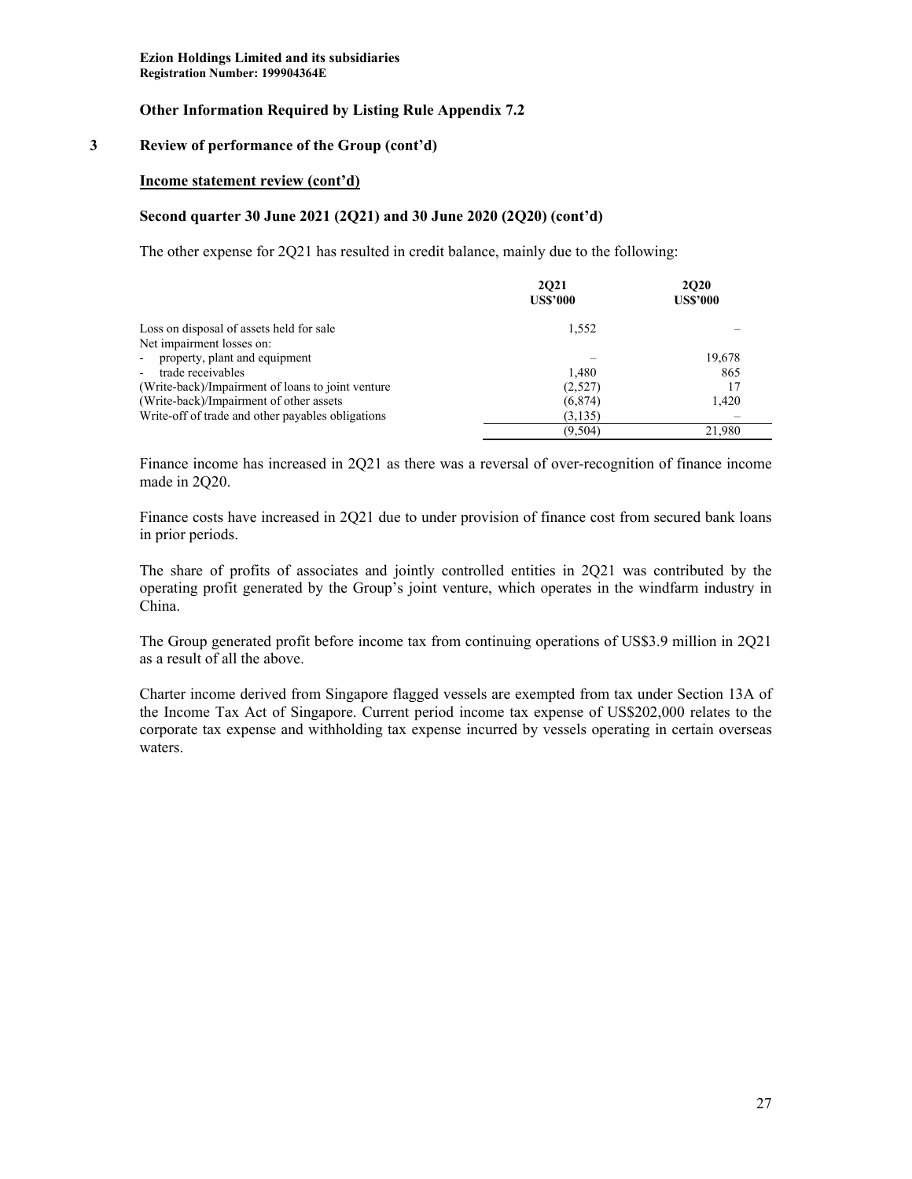Ezion Holdings Limited and its subsidiaries
Registration Number: 199904364E

## Other Information Required by Listing Rule Appendix 7.2

### 3 Review of performance of the Group (cont'd)

**Income statement review (cont'd)**

**Second quarter 30 June 2021 (2Q21) and 30 June 2020 (2Q20) (cont'd)**

The other expense for 2Q21 has resulted in credit balance, mainly due to the following:

| | 2Q21 US$'000 | 2Q20 US$'000 |
|---|---|---|
| Loss on disposal of assets held for sale | 1,552 | – |
| Net impairment losses on: | | |
| - property, plant and equipment | – | 19,678 |
| - trade receivables | 1,480 | 865 |
| (Write-back)/Impairment of loans to joint venture | (2,527) | 17 |
| (Write-back)/Impairment of other assets | (6,874) | 1,420 |
| Write-off of trade and other payables obligations | (3,135) | – |
| | (9,504) | 21,980 |

Finance income has increased in 2Q21 as there was a reversal of over-recognition of finance income made in 2Q20.

Finance costs have increased in 2Q21 due to under provision of finance cost from secured bank loans in prior periods.

The share of profits of associates and jointly controlled entities in 2Q21 was contributed by the operating profit generated by the Group's joint venture, which operates in the windfarm industry in China.

The Group generated profit before income tax from continuing operations of US$3.9 million in 2Q21 as a result of all the above.

Charter income derived from Singapore flagged vessels are exempted from tax under Section 13A of the Income Tax Act of Singapore. Current period income tax expense of US$202,000 relates to the corporate tax expense and withholding tax expense incurred by vessels operating in certain overseas waters.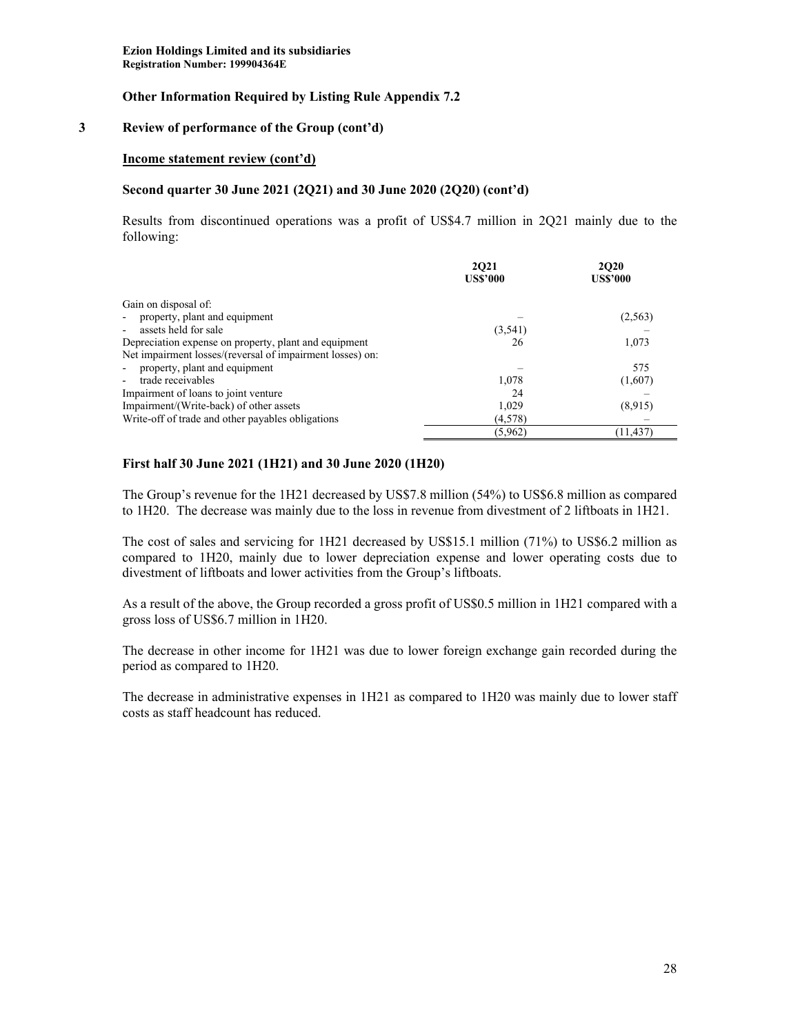**Ezion Holdings Limited and its subsidiaries**
**Registration Number: 199904364E**

**Other Information Required by Listing Rule Appendix 7.2**

## 3 Review of performance of the Group (cont'd)

**Income statement review (cont'd)**

### Second quarter 30 June 2021 (2Q21) and 30 June 2020 (2Q20) (cont'd)

Results from discontinued operations was a profit of US$4.7 million in 2Q21 mainly due to the following:

| | 2Q21 US$'000 | 2Q20 US$'000 |
|---|---|---|
| Gain on disposal of: | | |
| - property, plant and equipment | – | (2,563) |
| - assets held for sale | (3,541) | – |
| Depreciation expense on property, plant and equipment | 26 | 1,073 |
| Net impairment losses/(reversal of impairment losses) on: | | |
| - property, plant and equipment | – | 575 |
| - trade receivables | 1,078 | (1,607) |
| Impairment of loans to joint venture | 24 | – |
| Impairment/(Write-back) of other assets | 1,029 | (8,915) |
| Write-off of trade and other payables obligations | (4,578) | – |
| | (5,962) | (11,437) |

### First half 30 June 2021 (1H21) and 30 June 2020 (1H20)

The Group's revenue for the 1H21 decreased by US$7.8 million (54%) to US$6.8 million as compared to 1H20. The decrease was mainly due to the loss in revenue from divestment of 2 liftboats in 1H21.

The cost of sales and servicing for 1H21 decreased by US$15.1 million (71%) to US$6.2 million as compared to 1H20, mainly due to lower depreciation expense and lower operating costs due to divestment of liftboats and lower activities from the Group's liftboats.

As a result of the above, the Group recorded a gross profit of US$0.5 million in 1H21 compared with a gross loss of US$6.7 million in 1H20.

The decrease in other income for 1H21 was due to lower foreign exchange gain recorded during the period as compared to 1H20.

The decrease in administrative expenses in 1H21 as compared to 1H20 was mainly due to lower staff costs as staff headcount has reduced.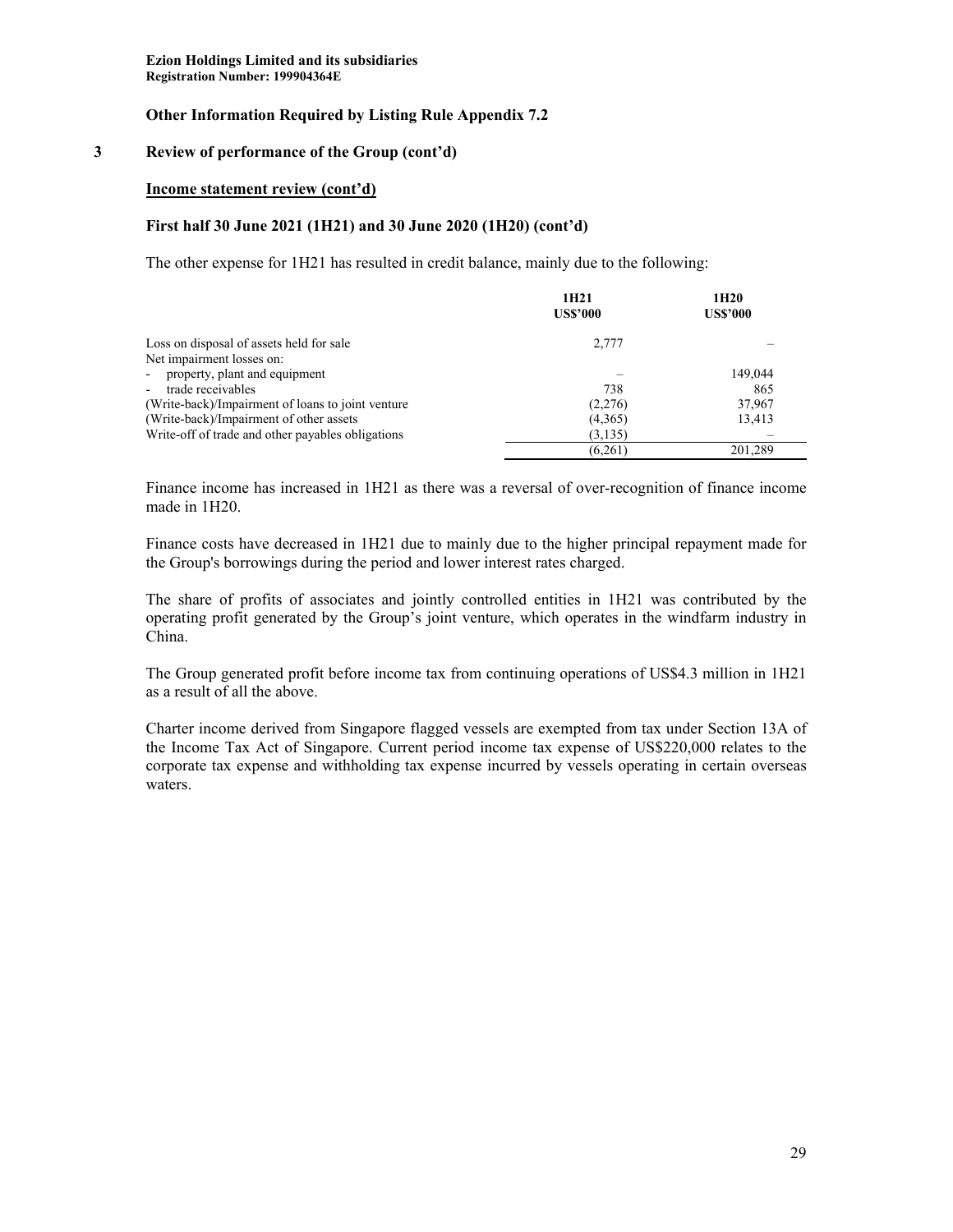**Ezion Holdings Limited and its subsidiaries**
**Registration Number: 199904364E**

## Other Information Required by Listing Rule Appendix 7.2

### 3 Review of performance of the Group (cont'd)

**Income statement review (cont'd)**

**First half 30 June 2021 (1H21) and 30 June 2020 (1H20) (cont'd)**

The other expense for 1H21 has resulted in credit balance, mainly due to the following:

| | 1H21 US$'000 | 1H20 US$'000 |
|---|---|---|
| Loss on disposal of assets held for sale | 2,777 | – |
| Net impairment losses on: | | |
| - property, plant and equipment | – | 149,044 |
| - trade receivables | 738 | 865 |
| (Write-back)/Impairment of loans to joint venture | (2,276) | 37,967 |
| (Write-back)/Impairment of other assets | (4,365) | 13,413 |
| Write-off of trade and other payables obligations | (3,135) | – |
| | (6,261) | 201,289 |

Finance income has increased in 1H21 as there was a reversal of over-recognition of finance income made in 1H20.

Finance costs have decreased in 1H21 due to mainly due to the higher principal repayment made for the Group's borrowings during the period and lower interest rates charged.

The share of profits of associates and jointly controlled entities in 1H21 was contributed by the operating profit generated by the Group's joint venture, which operates in the windfarm industry in China.

The Group generated profit before income tax from continuing operations of US$4.3 million in 1H21 as a result of all the above.

Charter income derived from Singapore flagged vessels are exempted from tax under Section 13A of the Income Tax Act of Singapore. Current period income tax expense of US$220,000 relates to the corporate tax expense and withholding tax expense incurred by vessels operating in certain overseas waters.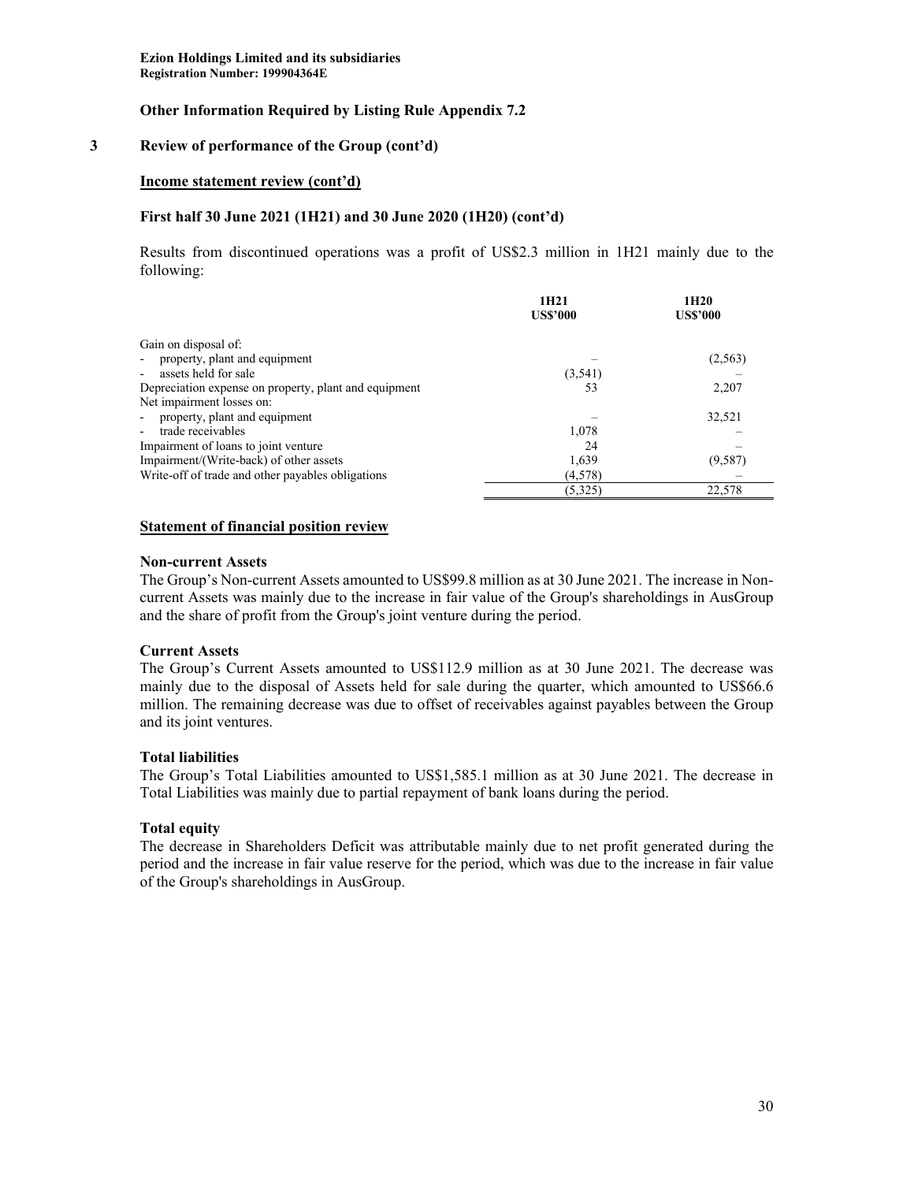**Ezion Holdings Limited and its subsidiaries**
**Registration Number: 199904364E**

**Other Information Required by Listing Rule Appendix 7.2**

## 3 Review of performance of the Group (cont'd)

**Income statement review (cont'd)**

**First half 30 June 2021 (1H21) and 30 June 2020 (1H20) (cont'd)**

Results from discontinued operations was a profit of US$2.3 million in 1H21 mainly due to the following:

| | 1H21 US$'000 | 1H20 US$'000 |
|---|---|---|
| Gain on disposal of: | | |
| - property, plant and equipment | – | (2,563) |
| - assets held for sale | (3,541) | – |
| Depreciation expense on property, plant and equipment | 53 | 2,207 |
| Net impairment losses on: | | |
| - property, plant and equipment | – | 32,521 |
| - trade receivables | 1,078 | – |
| Impairment of loans to joint venture | 24 | – |
| Impairment/(Write-back) of other assets | 1,639 | (9,587) |
| Write-off of trade and other payables obligations | (4,578) | – |
| | (5,325) | 22,578 |

**Statement of financial position review**

**Non-current Assets**
The Group's Non-current Assets amounted to US$99.8 million as at 30 June 2021. The increase in Non-current Assets was mainly due to the increase in fair value of the Group's shareholdings in AusGroup and the share of profit from the Group's joint venture during the period.

**Current Assets**
The Group's Current Assets amounted to US$112.9 million as at 30 June 2021. The decrease was mainly due to the disposal of Assets held for sale during the quarter, which amounted to US$66.6 million. The remaining decrease was due to offset of receivables against payables between the Group and its joint ventures.

**Total liabilities**
The Group's Total Liabilities amounted to US$1,585.1 million as at 30 June 2021. The decrease in Total Liabilities was mainly due to partial repayment of bank loans during the period.

**Total equity**
The decrease in Shareholders Deficit was attributable mainly due to net profit generated during the period and the increase in fair value reserve for the period, which was due to the increase in fair value of the Group's shareholdings in AusGroup.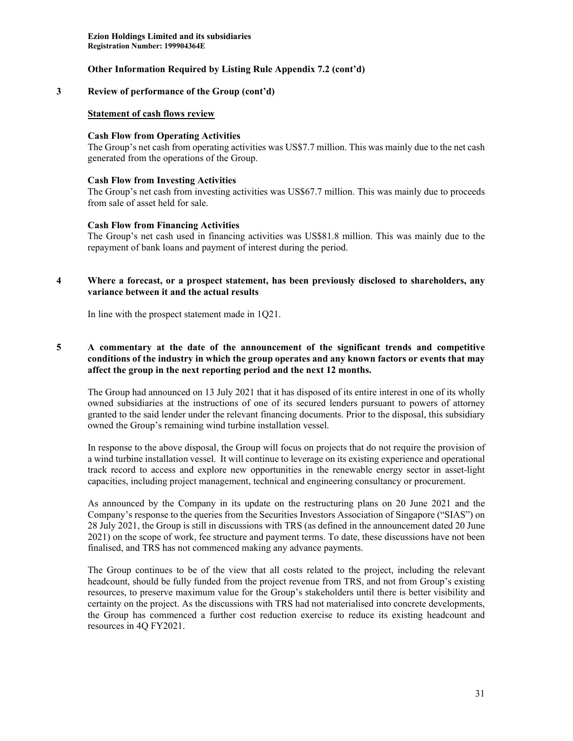**Other Information Required by Listing Rule Appendix 7.2 (cont'd)**

**3 Review of performance of the Group (cont'd)**

**Statement of cash flows review**

**Cash Flow from Operating Activities**

The Group's net cash from operating activities was US$7.7 million. This was mainly due to the net cash generated from the operations of the Group.

**Cash Flow from Investing Activities**

The Group's net cash from investing activities was US$67.7 million. This was mainly due to proceeds from sale of asset held for sale.

**Cash Flow from Financing Activities**

The Group's net cash used in financing activities was US$81.8 million. This was mainly due to the repayment of bank loans and payment of interest during the period.

**4 Where a forecast, or a prospect statement, has been previously disclosed to shareholders, any variance between it and the actual results**

In line with the prospect statement made in 1Q21.

**5 A commentary at the date of the announcement of the significant trends and competitive conditions of the industry in which the group operates and any known factors or events that may affect the group in the next reporting period and the next 12 months.**

The Group had announced on 13 July 2021 that it has disposed of its entire interest in one of its wholly owned subsidiaries at the instructions of one of its secured lenders pursuant to powers of attorney granted to the said lender under the relevant financing documents. Prior to the disposal, this subsidiary owned the Group's remaining wind turbine installation vessel.

In response to the above disposal, the Group will focus on projects that do not require the provision of a wind turbine installation vessel. It will continue to leverage on its existing experience and operational track record to access and explore new opportunities in the renewable energy sector in asset-light capacities, including project management, technical and engineering consultancy or procurement.

As announced by the Company in its update on the restructuring plans on 20 June 2021 and the Company's response to the queries from the Securities Investors Association of Singapore ("SIAS") on 28 July 2021, the Group is still in discussions with TRS (as defined in the announcement dated 20 June 2021) on the scope of work, fee structure and payment terms. To date, these discussions have not been finalised, and TRS has not commenced making any advance payments.

The Group continues to be of the view that all costs related to the project, including the relevant headcount, should be fully funded from the project revenue from TRS, and not from Group's existing resources, to preserve maximum value for the Group's stakeholders until there is better visibility and certainty on the project. As the discussions with TRS had not materialised into concrete developments, the Group has commenced a further cost reduction exercise to reduce its existing headcount and resources in 4Q FY2021.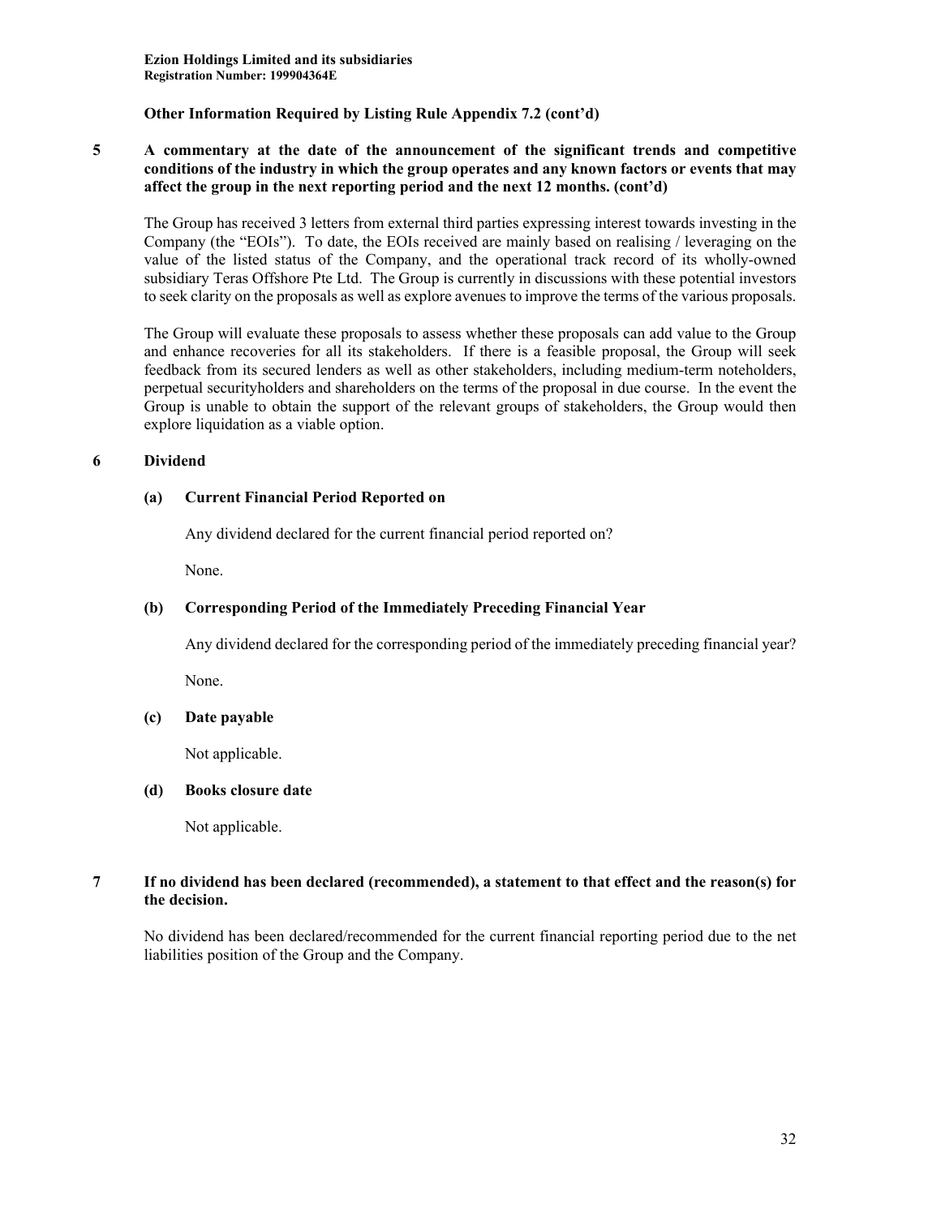**Other Information Required by Listing Rule Appendix 7.2 (cont'd)**

## 5 A commentary at the date of the announcement of the significant trends and competitive conditions of the industry in which the group operates and any known factors or events that may affect the group in the next reporting period and the next 12 months. (cont'd)

The Group has received 3 letters from external third parties expressing interest towards investing in the Company (the "EOIs"). To date, the EOIs received are mainly based on realising / leveraging on the value of the listed status of the Company, and the operational track record of its wholly-owned subsidiary Teras Offshore Pte Ltd. The Group is currently in discussions with these potential investors to seek clarity on the proposals as well as explore avenues to improve the terms of the various proposals.

The Group will evaluate these proposals to assess whether these proposals can add value to the Group and enhance recoveries for all its stakeholders. If there is a feasible proposal, the Group will seek feedback from its secured lenders as well as other stakeholders, including medium-term noteholders, perpetual securityholders and shareholders on the terms of the proposal in due course. In the event the Group is unable to obtain the support of the relevant groups of stakeholders, the Group would then explore liquidation as a viable option.

## 6 Dividend

### (a) Current Financial Period Reported on

Any dividend declared for the current financial period reported on?

None.

### (b) Corresponding Period of the Immediately Preceding Financial Year

Any dividend declared for the corresponding period of the immediately preceding financial year?

None.

### (c) Date payable

Not applicable.

### (d) Books closure date

Not applicable.

## 7 If no dividend has been declared (recommended), a statement to that effect and the reason(s) for the decision.

No dividend has been declared/recommended for the current financial reporting period due to the net liabilities position of the Group and the Company.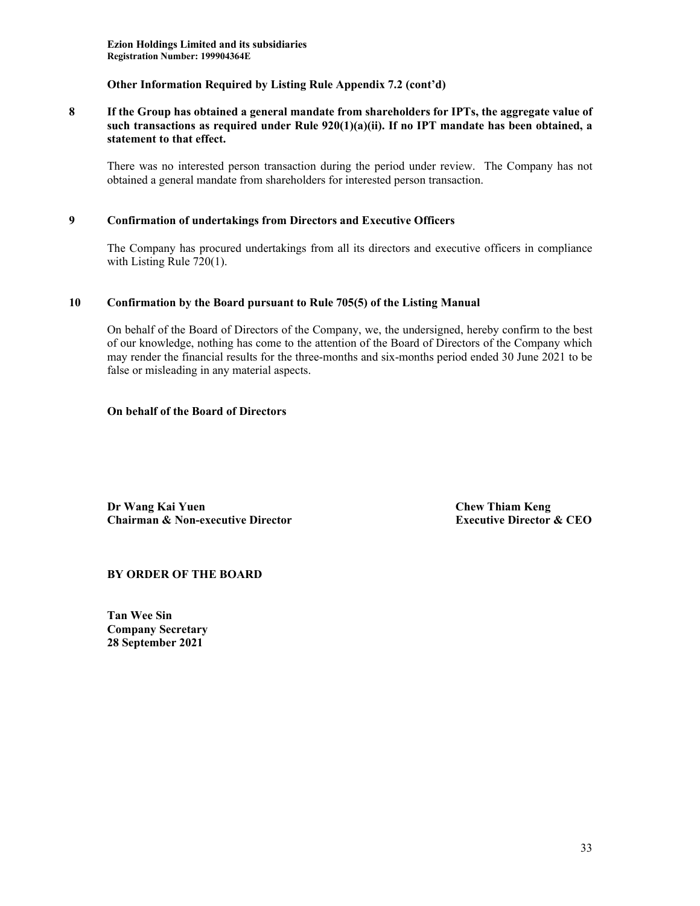**Other Information Required by Listing Rule Appendix 7.2 (cont'd)**

**8 If the Group has obtained a general mandate from shareholders for IPTs, the aggregate value of such transactions as required under Rule 920(1)(a)(ii). If no IPT mandate has been obtained, a statement to that effect.**

There was no interested person transaction during the period under review. The Company has not obtained a general mandate from shareholders for interested person transaction.

**9 Confirmation of undertakings from Directors and Executive Officers**

The Company has procured undertakings from all its directors and executive officers in compliance with Listing Rule 720(1).

**10 Confirmation by the Board pursuant to Rule 705(5) of the Listing Manual**

On behalf of the Board of Directors of the Company, we, the undersigned, hereby confirm to the best of our knowledge, nothing has come to the attention of the Board of Directors of the Company which may render the financial results for the three-months and six-months period ended 30 June 2021 to be false or misleading in any material aspects.

**On behalf of the Board of Directors**

**Dr Wang Kai Yuen**
**Chairman & Non-executive Director**

**Chew Thiam Keng**
**Executive Director & CEO**

**BY ORDER OF THE BOARD**

**Tan Wee Sin**
**Company Secretary**
**28 September 2021**